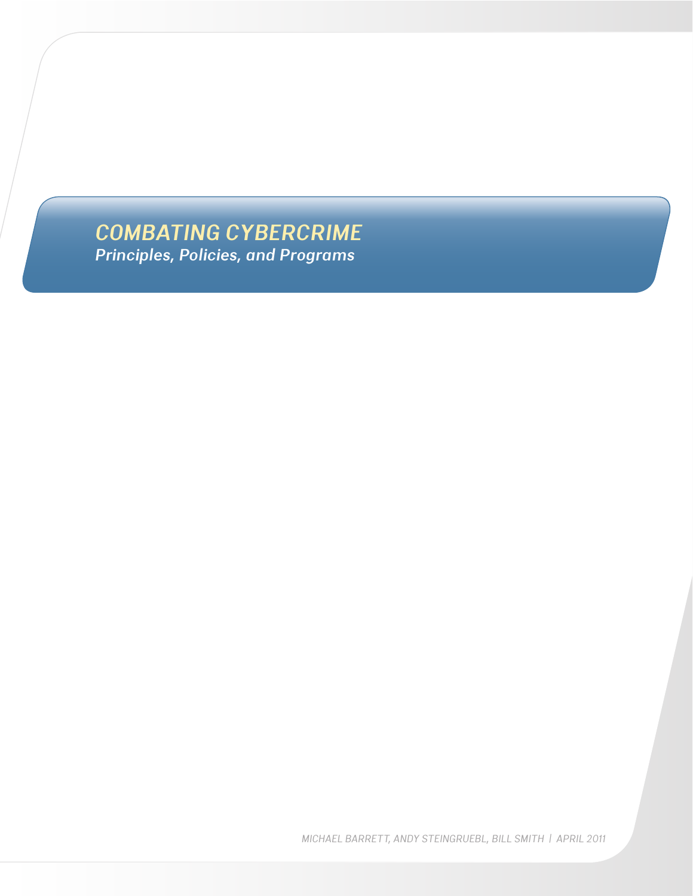# COMBATING CYBERCRIME

## *Principles, Policies, and Programs*

*MICHAEL BARRETT, ANDY STEINGRUEBL, BILL SMITH | APRIL 2011*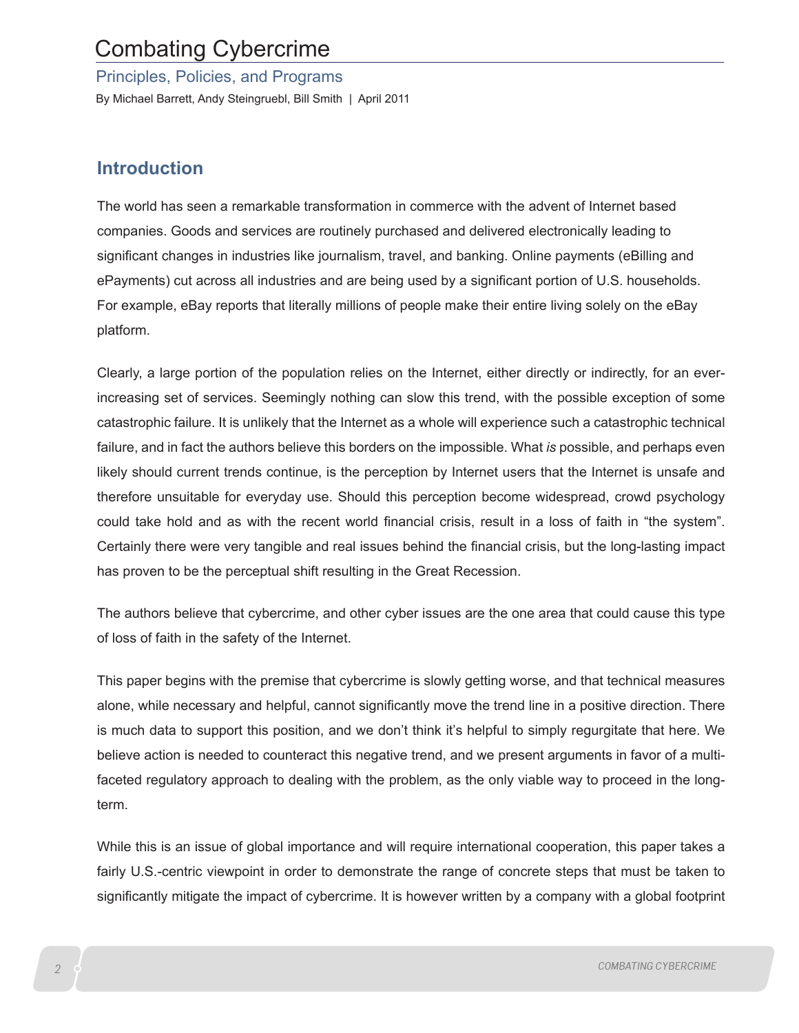# Combating Cybercrime

Principles, Policies, and Programs

By Michael Barrett, Andy Steingruebl, Bill Smith | April 2011

## Introduction

The world has seen a remarkable transformation in commerce with the advent of Internet based companies. Goods and services are routinely purchased and delivered electronically leading to significant changes in industries like journalism, travel, and banking. Online payments (eBilling and ePayments) cut across all industries and are being used by a significant portion of U.S. households. For example, eBay reports that literally millions of people make their entire living solely on the eBay platform.

Clearly, a large portion of the population relies on the Internet, either directly or indirectly, for an ever-increasing set of services. Seemingly nothing can slow this trend, with the possible exception of some catastrophic failure. It is unlikely that the Internet as a whole will experience such a catastrophic technical failure, and in fact the authors believe this borders on the impossible. What *is* possible, and perhaps even likely should current trends continue, is the perception by Internet users that the Internet is unsafe and therefore unsuitable for everyday use. Should this perception become widespread, crowd psychology could take hold and as with the recent world financial crisis, result in a loss of faith in "the system". Certainly there were very tangible and real issues behind the financial crisis, but the long-lasting impact has proven to be the perceptual shift resulting in the Great Recession.

The authors believe that cybercrime, and other cyber issues are the one area that could cause this type of loss of faith in the safety of the Internet.

This paper begins with the premise that cybercrime is slowly getting worse, and that technical measures alone, while necessary and helpful, cannot significantly move the trend line in a positive direction. There is much data to support this position, and we don't think it's helpful to simply regurgitate that here. We believe action is needed to counteract this negative trend, and we present arguments in favor of a multi-faceted regulatory approach to dealing with the problem, as the only viable way to proceed in the long-term.

While this is an issue of global importance and will require international cooperation, this paper takes a fairly U.S.-centric viewpoint in order to demonstrate the range of concrete steps that must be taken to significantly mitigate the impact of cybercrime. It is however written by a company with a global footprint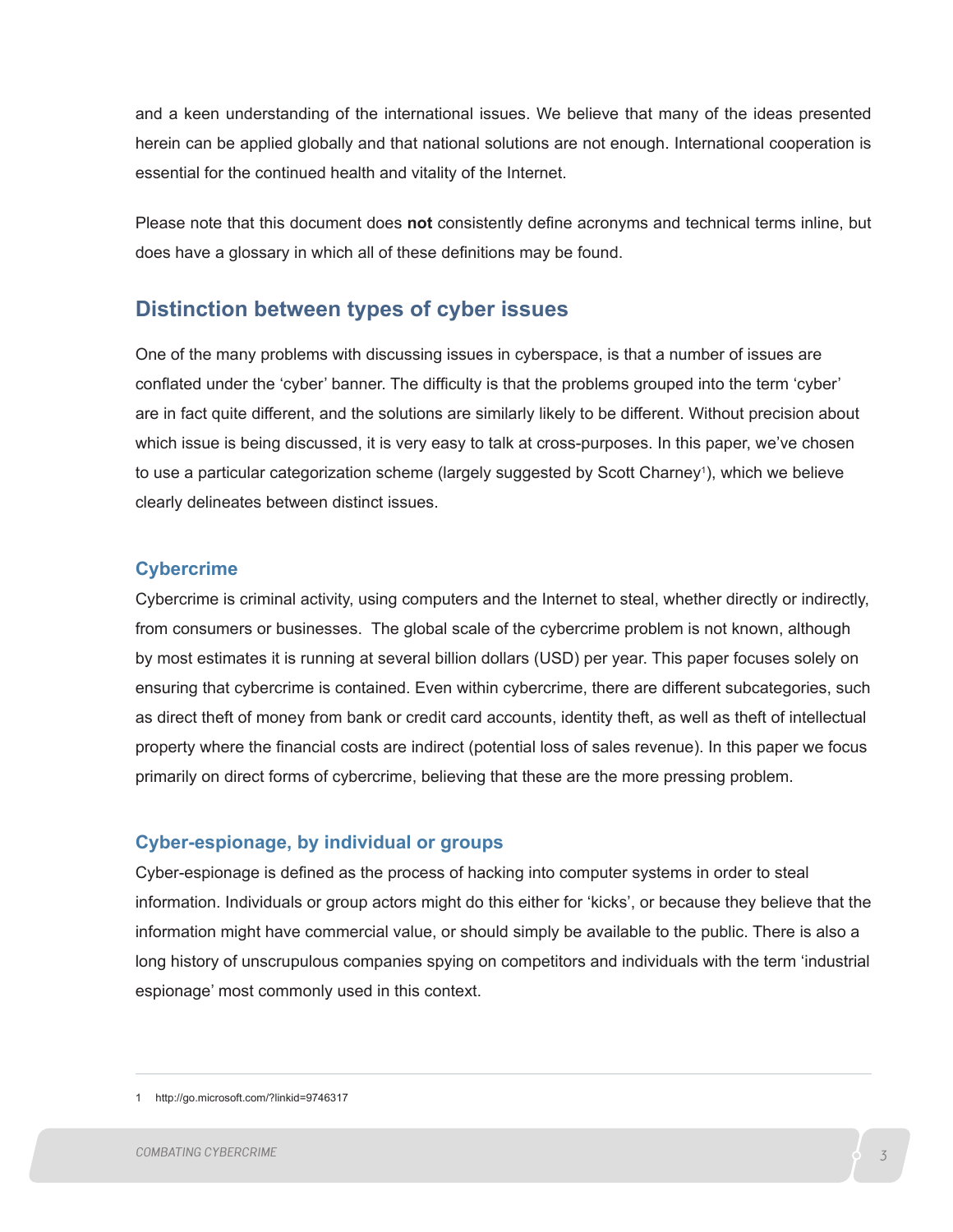and a keen understanding of the international issues. We believe that many of the ideas presented herein can be applied globally and that national solutions are not enough. International cooperation is essential for the continued health and vitality of the Internet.

Please note that this document does **not** consistently define acronyms and technical terms inline, but does have a glossary in which all of these definitions may be found.

## Distinction between types of cyber issues

One of the many problems with discussing issues in cyberspace, is that a number of issues are conflated under the 'cyber' banner. The difficulty is that the problems grouped into the term 'cyber' are in fact quite different, and the solutions are similarly likely to be different. Without precision about which issue is being discussed, it is very easy to talk at cross-purposes. In this paper, we've chosen to use a particular categorization scheme (largely suggested by Scott Charney[1]), which we believe clearly delineates between distinct issues.

### Cybercrime

Cybercrime is criminal activity, using computers and the Internet to steal, whether directly or indirectly, from consumers or businesses. The global scale of the cybercrime problem is not known, although by most estimates it is running at several billion dollars (USD) per year. This paper focuses solely on ensuring that cybercrime is contained. Even within cybercrime, there are different subcategories, such as direct theft of money from bank or credit card accounts, identity theft, as well as theft of intellectual property where the financial costs are indirect (potential loss of sales revenue). In this paper we focus primarily on direct forms of cybercrime, believing that these are the more pressing problem.

### Cyber-espionage, by individual or groups

Cyber-espionage is defined as the process of hacking into computer systems in order to steal information. Individuals or group actors might do this either for 'kicks', or because they believe that the information might have commercial value, or should simply be available to the public. There is also a long history of unscrupulous companies spying on competitors and individuals with the term 'industrial espionage' most commonly used in this context.

---

1 http://go.microsoft.com/?linkid=9746317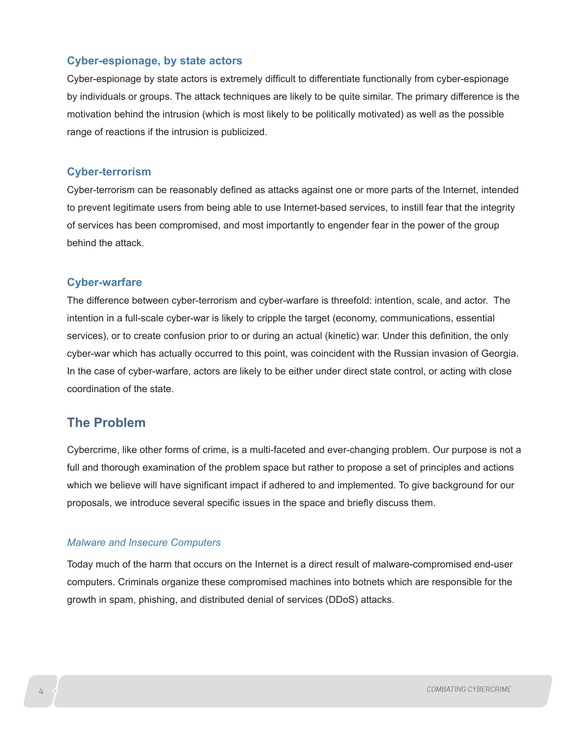### Cyber-espionage, by state actors

Cyber-espionage by state actors is extremely difficult to differentiate functionally from cyber-espionage by individuals or groups. The attack techniques are likely to be quite similar. The primary difference is the motivation behind the intrusion (which is most likely to be politically motivated) as well as the possible range of reactions if the intrusion is publicized.

### Cyber-terrorism

Cyber-terrorism can be reasonably defined as attacks against one or more parts of the Internet, intended to prevent legitimate users from being able to use Internet-based services, to instill fear that the integrity of services has been compromised, and most importantly to engender fear in the power of the group behind the attack.

### Cyber-warfare

The difference between cyber-terrorism and cyber-warfare is threefold: intention, scale, and actor. The intention in a full-scale cyber-war is likely to cripple the target (economy, communications, essential services), or to create confusion prior to or during an actual (kinetic) war. Under this definition, the only cyber-war which has actually occurred to this point, was coincident with the Russian invasion of Georgia. In the case of cyber-warfare, actors are likely to be either under direct state control, or acting with close coordination of the state.

## The Problem

Cybercrime, like other forms of crime, is a multi-faceted and ever-changing problem. Our purpose is not a full and thorough examination of the problem space but rather to propose a set of principles and actions which we believe will have significant impact if adhered to and implemented. To give background for our proposals, we introduce several specific issues in the space and briefly discuss them.

### *Malware and Insecure Computers*

Today much of the harm that occurs on the Internet is a direct result of malware-compromised end-user computers. Criminals organize these compromised machines into botnets which are responsible for the growth in spam, phishing, and distributed denial of services (DDoS) attacks.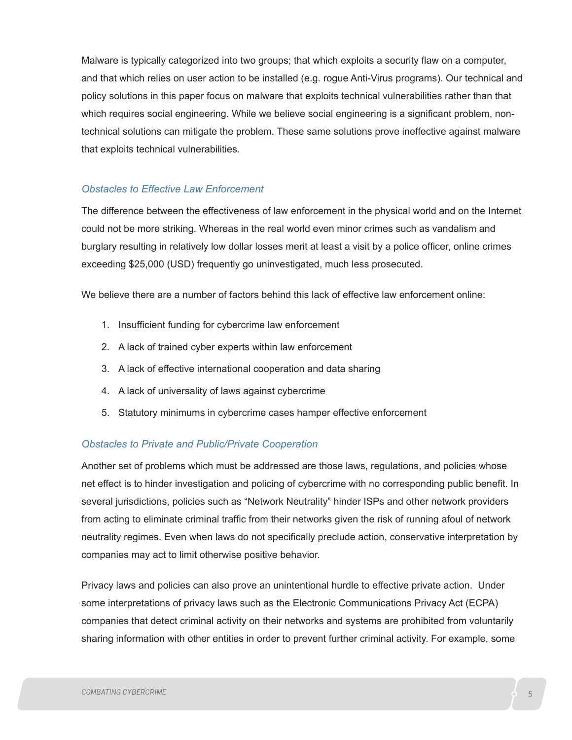Malware is typically categorized into two groups; that which exploits a security flaw on a computer, and that which relies on user action to be installed (e.g. rogue Anti-Virus programs). Our technical and policy solutions in this paper focus on malware that exploits technical vulnerabilities rather than that which requires social engineering. While we believe social engineering is a significant problem, non-technical solutions can mitigate the problem. These same solutions prove ineffective against malware that exploits technical vulnerabilities.

### *Obstacles to Effective Law Enforcement*

The difference between the effectiveness of law enforcement in the physical world and on the Internet could not be more striking. Whereas in the real world even minor crimes such as vandalism and burglary resulting in relatively low dollar losses merit at least a visit by a police officer, online crimes exceeding $25,000 (USD) frequently go uninvestigated, much less prosecuted.

We believe there are a number of factors behind this lack of effective law enforcement online:

1. Insufficient funding for cybercrime law enforcement
2. A lack of trained cyber experts within law enforcement
3. A lack of effective international cooperation and data sharing
4. A lack of universality of laws against cybercrime
5. Statutory minimums in cybercrime cases hamper effective enforcement

### *Obstacles to Private and Public/Private Cooperation*

Another set of problems which must be addressed are those laws, regulations, and policies whose net effect is to hinder investigation and policing of cybercrime with no corresponding public benefit. In several jurisdictions, policies such as "Network Neutrality" hinder ISPs and other network providers from acting to eliminate criminal traffic from their networks given the risk of running afoul of network neutrality regimes. Even when laws do not specifically preclude action, conservative interpretation by companies may act to limit otherwise positive behavior.

Privacy laws and policies can also prove an unintentional hurdle to effective private action. Under some interpretations of privacy laws such as the Electronic Communications Privacy Act (ECPA) companies that detect criminal activity on their networks and systems are prohibited from voluntarily sharing information with other entities in order to prevent further criminal activity. For example, some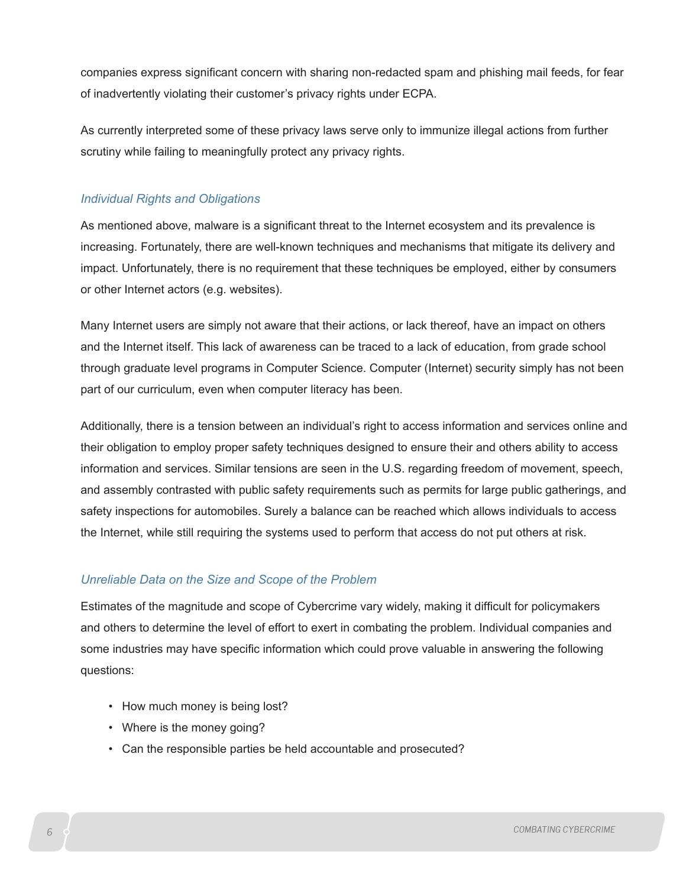companies express significant concern with sharing non-redacted spam and phishing mail feeds, for fear of inadvertently violating their customer's privacy rights under ECPA.

As currently interpreted some of these privacy laws serve only to immunize illegal actions from further scrutiny while failing to meaningfully protect any privacy rights.

### *Individual Rights and Obligations*

As mentioned above, malware is a significant threat to the Internet ecosystem and its prevalence is increasing. Fortunately, there are well-known techniques and mechanisms that mitigate its delivery and impact. Unfortunately, there is no requirement that these techniques be employed, either by consumers or other Internet actors (e.g. websites).

Many Internet users are simply not aware that their actions, or lack thereof, have an impact on others and the Internet itself. This lack of awareness can be traced to a lack of education, from grade school through graduate level programs in Computer Science. Computer (Internet) security simply has not been part of our curriculum, even when computer literacy has been.

Additionally, there is a tension between an individual's right to access information and services online and their obligation to employ proper safety techniques designed to ensure their and others ability to access information and services. Similar tensions are seen in the U.S. regarding freedom of movement, speech, and assembly contrasted with public safety requirements such as permits for large public gatherings, and safety inspections for automobiles. Surely a balance can be reached which allows individuals to access the Internet, while still requiring the systems used to perform that access do not put others at risk.

### *Unreliable Data on the Size and Scope of the Problem*

Estimates of the magnitude and scope of Cybercrime vary widely, making it difficult for policymakers and others to determine the level of effort to exert in combating the problem. Individual companies and some industries may have specific information which could prove valuable in answering the following questions:

- How much money is being lost?
- Where is the money going?
- Can the responsible parties be held accountable and prosecuted?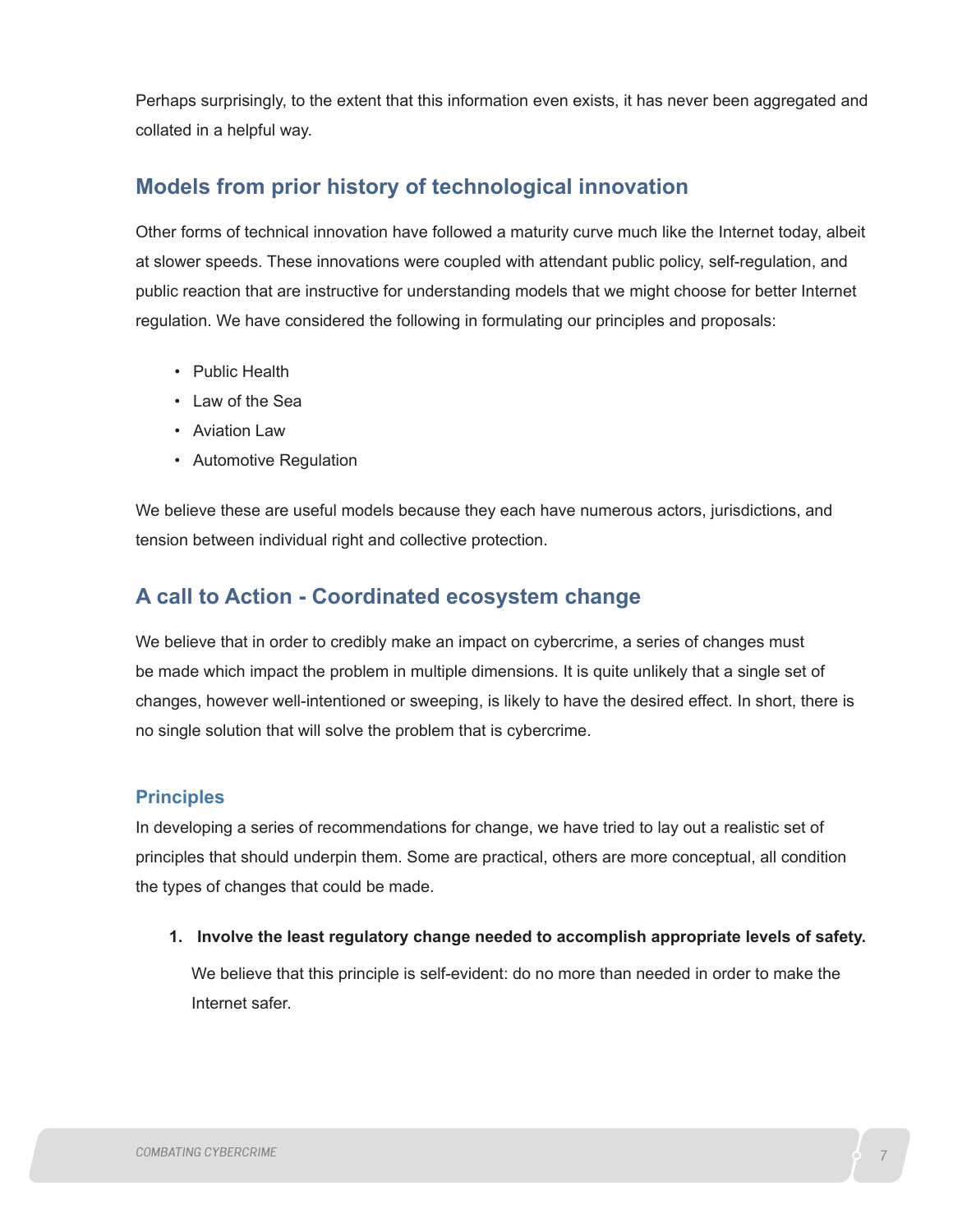Perhaps surprisingly, to the extent that this information even exists, it has never been aggregated and collated in a helpful way.

## Models from prior history of technological innovation

Other forms of technical innovation have followed a maturity curve much like the Internet today, albeit at slower speeds. These innovations were coupled with attendant public policy, self-regulation, and public reaction that are instructive for understanding models that we might choose for better Internet regulation. We have considered the following in formulating our principles and proposals:

- Public Health
- Law of the Sea
- Aviation Law
- Automotive Regulation

We believe these are useful models because they each have numerous actors, jurisdictions, and tension between individual right and collective protection.

## A call to Action - Coordinated ecosystem change

We believe that in order to credibly make an impact on cybercrime, a series of changes must be made which impact the problem in multiple dimensions. It is quite unlikely that a single set of changes, however well-intentioned or sweeping, is likely to have the desired effect. In short, there is no single solution that will solve the problem that is cybercrime.

### Principles

In developing a series of recommendations for change, we have tried to lay out a realistic set of principles that should underpin them. Some are practical, others are more conceptual, all condition the types of changes that could be made.

1. **Involve the least regulatory change needed to accomplish appropriate levels of safety.**

   We believe that this principle is self-evident: do no more than needed in order to make the Internet safer.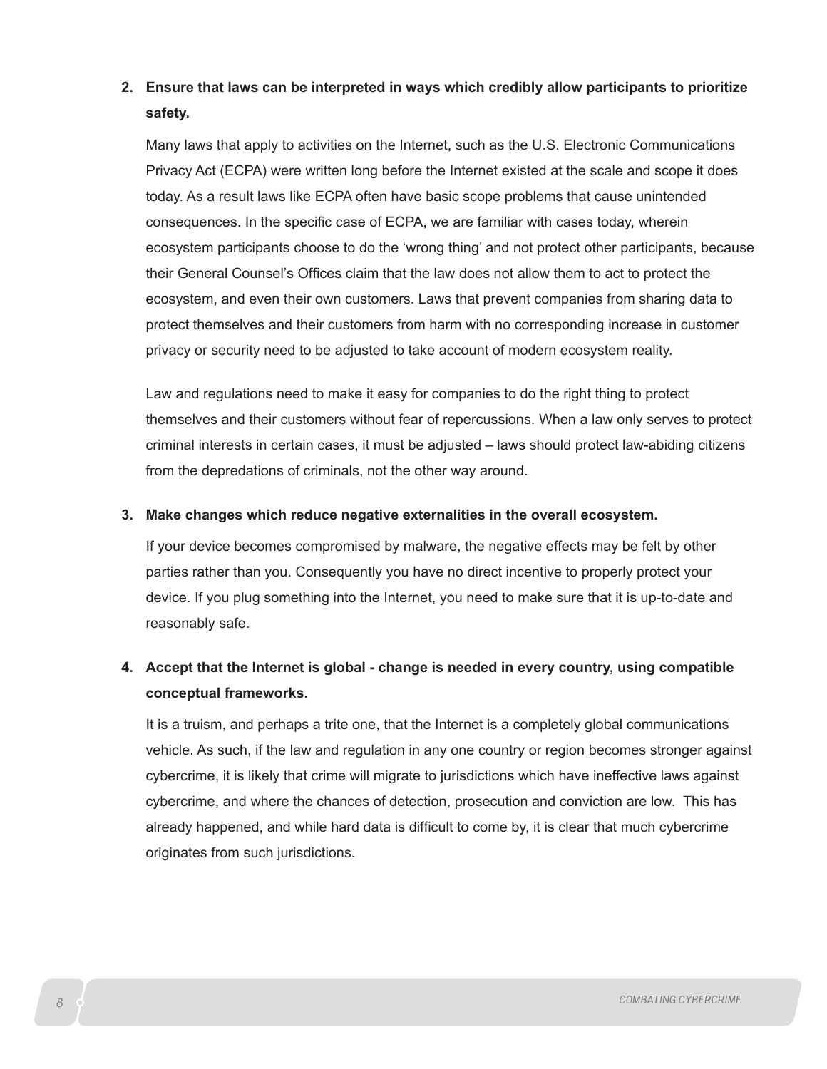2. **Ensure that laws can be interpreted in ways which credibly allow participants to prioritize safety.**

   Many laws that apply to activities on the Internet, such as the U.S. Electronic Communications Privacy Act (ECPA) were written long before the Internet existed at the scale and scope it does today. As a result laws like ECPA often have basic scope problems that cause unintended consequences. In the specific case of ECPA, we are familiar with cases today, wherein ecosystem participants choose to do the 'wrong thing' and not protect other participants, because their General Counsel's Offices claim that the law does not allow them to act to protect the ecosystem, and even their own customers. Laws that prevent companies from sharing data to protect themselves and their customers from harm with no corresponding increase in customer privacy or security need to be adjusted to take account of modern ecosystem reality.

   Law and regulations need to make it easy for companies to do the right thing to protect themselves and their customers without fear of repercussions. When a law only serves to protect criminal interests in certain cases, it must be adjusted – laws should protect law-abiding citizens from the depredations of criminals, not the other way around.

3. **Make changes which reduce negative externalities in the overall ecosystem.**

   If your device becomes compromised by malware, the negative effects may be felt by other parties rather than you. Consequently you have no direct incentive to properly protect your device. If you plug something into the Internet, you need to make sure that it is up-to-date and reasonably safe.

4. **Accept that the Internet is global - change is needed in every country, using compatible conceptual frameworks.**

   It is a truism, and perhaps a trite one, that the Internet is a completely global communications vehicle. As such, if the law and regulation in any one country or region becomes stronger against cybercrime, it is likely that crime will migrate to jurisdictions which have ineffective laws against cybercrime, and where the chances of detection, prosecution and conviction are low. This has already happened, and while hard data is difficult to come by, it is clear that much cybercrime originates from such jurisdictions.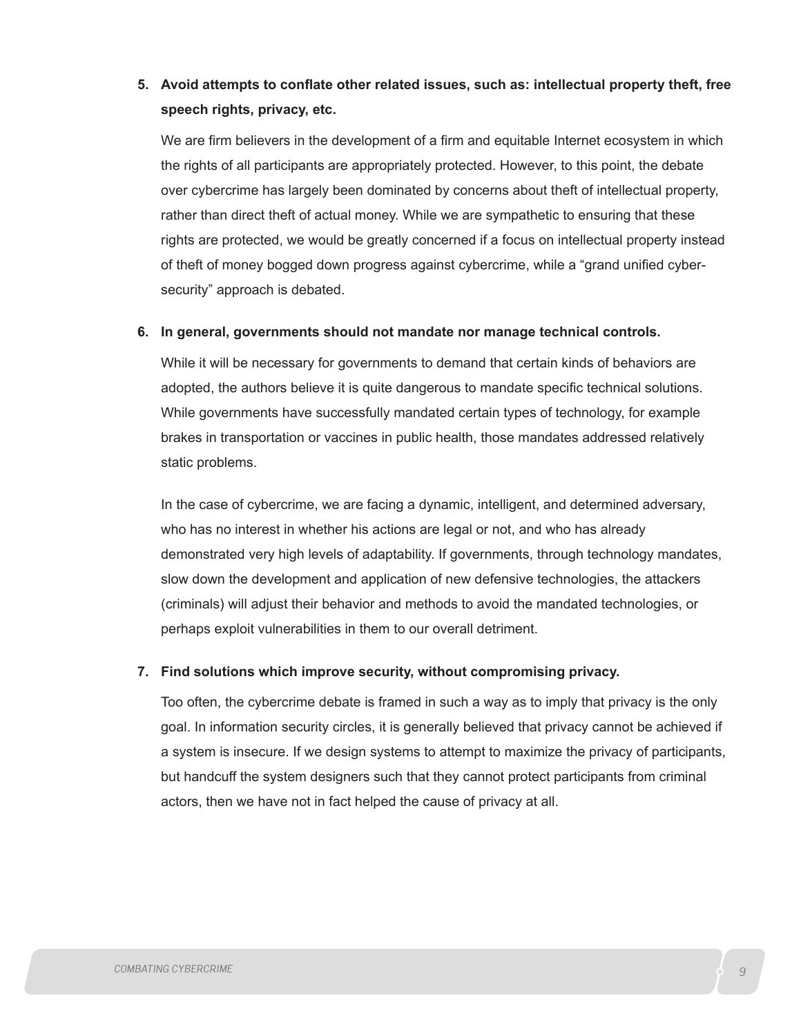5. **Avoid attempts to conflate other related issues, such as: intellectual property theft, free speech rights, privacy, etc.**

   We are firm believers in the development of a firm and equitable Internet ecosystem in which the rights of all participants are appropriately protected. However, to this point, the debate over cybercrime has largely been dominated by concerns about theft of intellectual property, rather than direct theft of actual money. While we are sympathetic to ensuring that these rights are protected, we would be greatly concerned if a focus on intellectual property instead of theft of money bogged down progress against cybercrime, while a "grand unified cyber-security" approach is debated.

6. **In general, governments should not mandate nor manage technical controls.**

   While it will be necessary for governments to demand that certain kinds of behaviors are adopted, the authors believe it is quite dangerous to mandate specific technical solutions. While governments have successfully mandated certain types of technology, for example brakes in transportation or vaccines in public health, those mandates addressed relatively static problems.

   In the case of cybercrime, we are facing a dynamic, intelligent, and determined adversary, who has no interest in whether his actions are legal or not, and who has already demonstrated very high levels of adaptability. If governments, through technology mandates, slow down the development and application of new defensive technologies, the attackers (criminals) will adjust their behavior and methods to avoid the mandated technologies, or perhaps exploit vulnerabilities in them to our overall detriment.

7. **Find solutions which improve security, without compromising privacy.**

   Too often, the cybercrime debate is framed in such a way as to imply that privacy is the only goal. In information security circles, it is generally believed that privacy cannot be achieved if a system is insecure. If we design systems to attempt to maximize the privacy of participants, but handcuff the system designers such that they cannot protect participants from criminal actors, then we have not in fact helped the cause of privacy at all.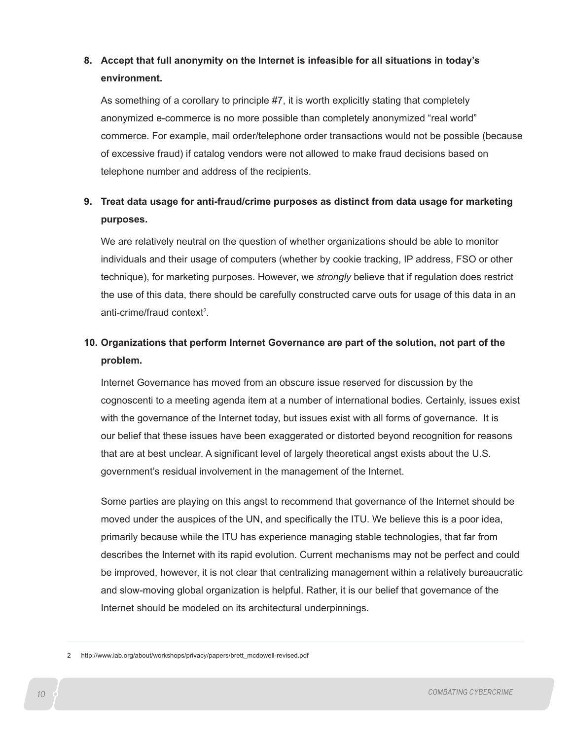8. **Accept that full anonymity on the Internet is infeasible for all situations in today's environment.**

   As something of a corollary to principle #7, it is worth explicitly stating that completely anonymized e-commerce is no more possible than completely anonymized "real world" commerce. For example, mail order/telephone order transactions would not be possible (because of excessive fraud) if catalog vendors were not allowed to make fraud decisions based on telephone number and address of the recipients.

9. **Treat data usage for anti-fraud/crime purposes as distinct from data usage for marketing purposes.**

   We are relatively neutral on the question of whether organizations should be able to monitor individuals and their usage of computers (whether by cookie tracking, IP address, FSO or other technique), for marketing purposes. However, we *strongly* believe that if regulation does restrict the use of this data, there should be carefully constructed carve outs for usage of this data in an anti-crime/fraud context[2].

10. **Organizations that perform Internet Governance are part of the solution, not part of the problem.**

    Internet Governance has moved from an obscure issue reserved for discussion by the cognoscenti to a meeting agenda item at a number of international bodies. Certainly, issues exist with the governance of the Internet today, but issues exist with all forms of governance. It is our belief that these issues have been exaggerated or distorted beyond recognition for reasons that are at best unclear. A significant level of largely theoretical angst exists about the U.S. government's residual involvement in the management of the Internet.

    Some parties are playing on this angst to recommend that governance of the Internet should be moved under the auspices of the UN, and specifically the ITU. We believe this is a poor idea, primarily because while the ITU has experience managing stable technologies, that far from describes the Internet with its rapid evolution. Current mechanisms may not be perfect and could be improved, however, it is not clear that centralizing management within a relatively bureaucratic and slow-moving global organization is helpful. Rather, it is our belief that governance of the Internet should be modeled on its architectural underpinnings.

---

2 http://www.iab.org/about/workshops/privacy/papers/brett_mcdowell-revised.pdf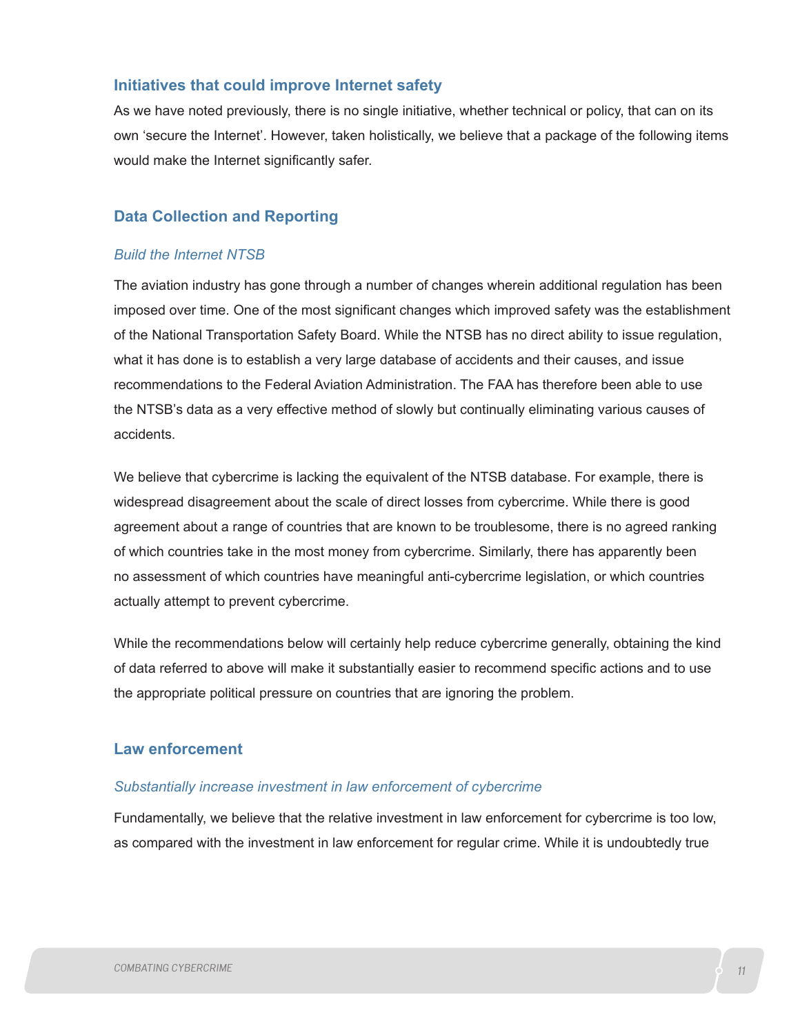## Initiatives that could improve Internet safety

As we have noted previously, there is no single initiative, whether technical or policy, that can on its own 'secure the Internet'. However, taken holistically, we believe that a package of the following items would make the Internet significantly safer.

## Data Collection and Reporting

### *Build the Internet NTSB*

The aviation industry has gone through a number of changes wherein additional regulation has been imposed over time. One of the most significant changes which improved safety was the establishment of the National Transportation Safety Board. While the NTSB has no direct ability to issue regulation, what it has done is to establish a very large database of accidents and their causes, and issue recommendations to the Federal Aviation Administration. The FAA has therefore been able to use the NTSB's data as a very effective method of slowly but continually eliminating various causes of accidents.

We believe that cybercrime is lacking the equivalent of the NTSB database. For example, there is widespread disagreement about the scale of direct losses from cybercrime. While there is good agreement about a range of countries that are known to be troublesome, there is no agreed ranking of which countries take in the most money from cybercrime. Similarly, there has apparently been no assessment of which countries have meaningful anti-cybercrime legislation, or which countries actually attempt to prevent cybercrime.

While the recommendations below will certainly help reduce cybercrime generally, obtaining the kind of data referred to above will make it substantially easier to recommend specific actions and to use the appropriate political pressure on countries that are ignoring the problem.

## Law enforcement

### *Substantially increase investment in law enforcement of cybercrime*

Fundamentally, we believe that the relative investment in law enforcement for cybercrime is too low, as compared with the investment in law enforcement for regular crime. While it is undoubtedly true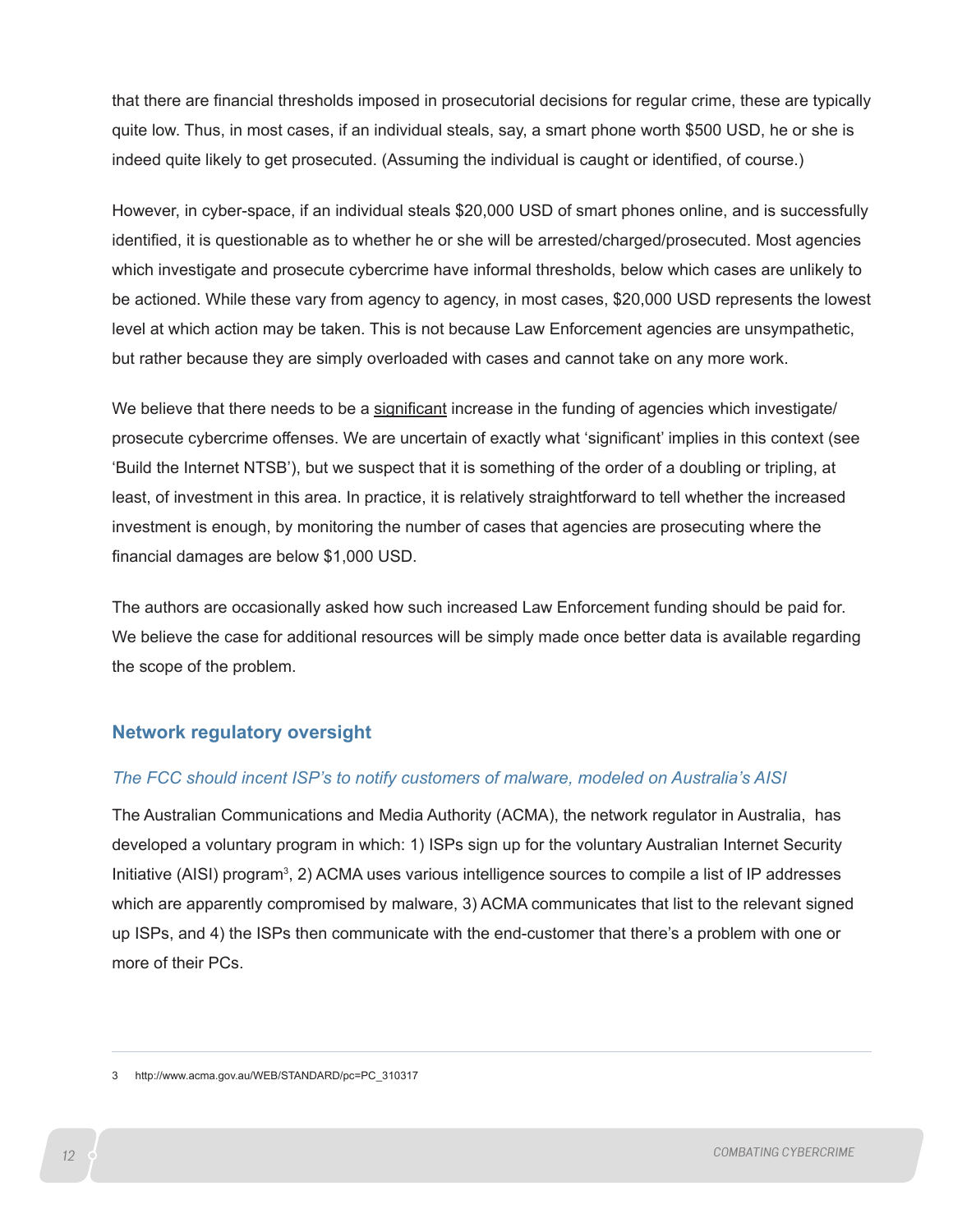that there are financial thresholds imposed in prosecutorial decisions for regular crime, these are typically quite low. Thus, in most cases, if an individual steals, say, a smart phone worth $500 USD, he or she is indeed quite likely to get prosecuted. (Assuming the individual is caught or identified, of course.)

However, in cyber-space, if an individual steals $20,000 USD of smart phones online, and is successfully identified, it is questionable as to whether he or she will be arrested/charged/prosecuted. Most agencies which investigate and prosecute cybercrime have informal thresholds, below which cases are unlikely to be actioned. While these vary from agency to agency, in most cases, $20,000 USD represents the lowest level at which action may be taken. This is not because Law Enforcement agencies are unsympathetic, but rather because they are simply overloaded with cases and cannot take on any more work.

We believe that there needs to be a significant increase in the funding of agencies which investigate/prosecute cybercrime offenses. We are uncertain of exactly what 'significant' implies in this context (see 'Build the Internet NTSB'), but we suspect that it is something of the order of a doubling or tripling, at least, of investment in this area. In practice, it is relatively straightforward to tell whether the increased investment is enough, by monitoring the number of cases that agencies are prosecuting where the financial damages are below $1,000 USD.

The authors are occasionally asked how such increased Law Enforcement funding should be paid for. We believe the case for additional resources will be simply made once better data is available regarding the scope of the problem.

## Network regulatory oversight

### *The FCC should incent ISP's to notify customers of malware, modeled on Australia's AISI*

The Australian Communications and Media Authority (ACMA), the network regulator in Australia, has developed a voluntary program in which: 1) ISPs sign up for the voluntary Australian Internet Security Initiative (AISI) program[3], 2) ACMA uses various intelligence sources to compile a list of IP addresses which are apparently compromised by malware, 3) ACMA communicates that list to the relevant signed up ISPs, and 4) the ISPs then communicate with the end-customer that there's a problem with one or more of their PCs.

3 http://www.acma.gov.au/WEB/STANDARD/pc=PC_310317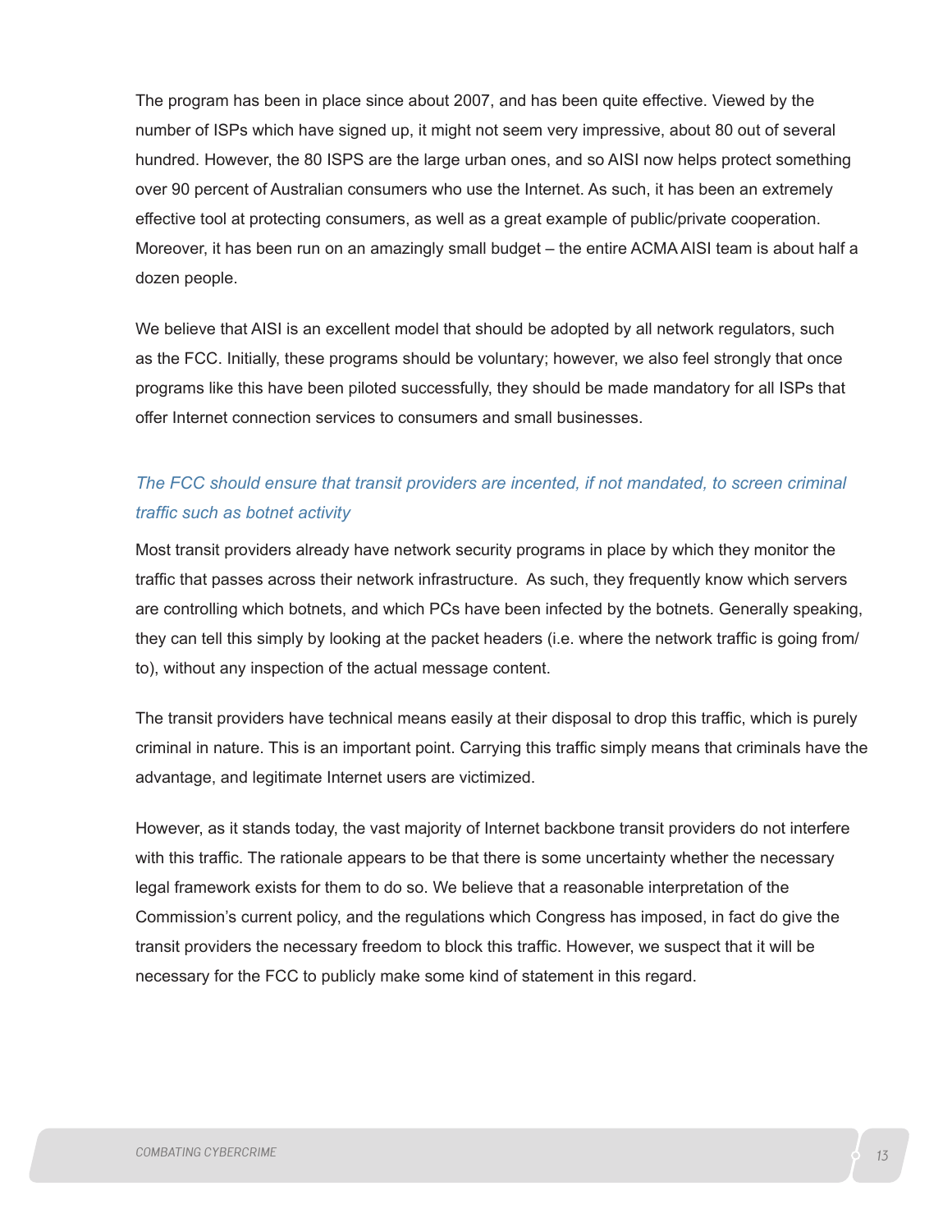The program has been in place since about 2007, and has been quite effective. Viewed by the number of ISPs which have signed up, it might not seem very impressive, about 80 out of several hundred. However, the 80 ISPS are the large urban ones, and so AISI now helps protect something over 90 percent of Australian consumers who use the Internet. As such, it has been an extremely effective tool at protecting consumers, as well as a great example of public/private cooperation. Moreover, it has been run on an amazingly small budget – the entire ACMA AISI team is about half a dozen people.

We believe that AISI is an excellent model that should be adopted by all network regulators, such as the FCC. Initially, these programs should be voluntary; however, we also feel strongly that once programs like this have been piloted successfully, they should be made mandatory for all ISPs that offer Internet connection services to consumers and small businesses.

### *The FCC should ensure that transit providers are incented, if not mandated, to screen criminal traffic such as botnet activity*

Most transit providers already have network security programs in place by which they monitor the traffic that passes across their network infrastructure. As such, they frequently know which servers are controlling which botnets, and which PCs have been infected by the botnets. Generally speaking, they can tell this simply by looking at the packet headers (i.e. where the network traffic is going from/to), without any inspection of the actual message content.

The transit providers have technical means easily at their disposal to drop this traffic, which is purely criminal in nature. This is an important point. Carrying this traffic simply means that criminals have the advantage, and legitimate Internet users are victimized.

However, as it stands today, the vast majority of Internet backbone transit providers do not interfere with this traffic. The rationale appears to be that there is some uncertainty whether the necessary legal framework exists for them to do so. We believe that a reasonable interpretation of the Commission's current policy, and the regulations which Congress has imposed, in fact do give the transit providers the necessary freedom to block this traffic. However, we suspect that it will be necessary for the FCC to publicly make some kind of statement in this regard.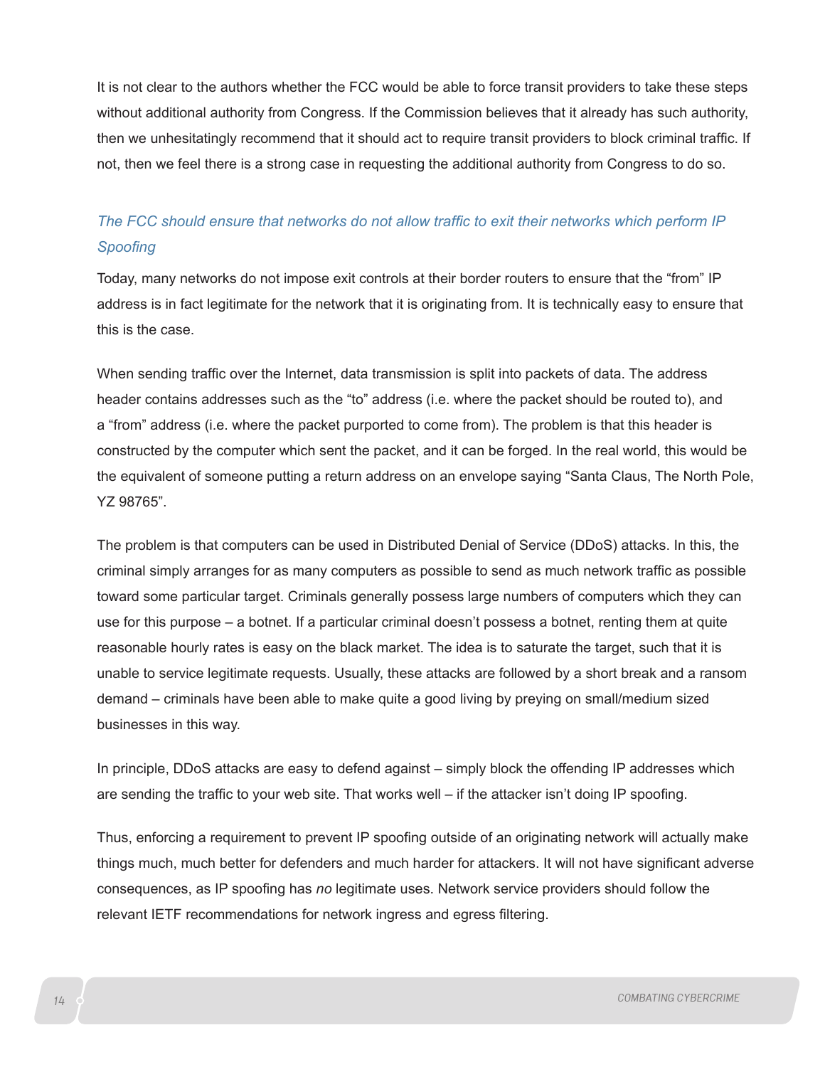It is not clear to the authors whether the FCC would be able to force transit providers to take these steps without additional authority from Congress. If the Commission believes that it already has such authority, then we unhesitatingly recommend that it should act to require transit providers to block criminal traffic. If not, then we feel there is a strong case in requesting the additional authority from Congress to do so.

### *The FCC should ensure that networks do not allow traffic to exit their networks which perform IP Spoofing*

Today, many networks do not impose exit controls at their border routers to ensure that the "from" IP address is in fact legitimate for the network that it is originating from. It is technically easy to ensure that this is the case.

When sending traffic over the Internet, data transmission is split into packets of data. The address header contains addresses such as the "to" address (i.e. where the packet should be routed to), and a "from" address (i.e. where the packet purported to come from). The problem is that this header is constructed by the computer which sent the packet, and it can be forged. In the real world, this would be the equivalent of someone putting a return address on an envelope saying "Santa Claus, The North Pole, YZ 98765".

The problem is that computers can be used in Distributed Denial of Service (DDoS) attacks. In this, the criminal simply arranges for as many computers as possible to send as much network traffic as possible toward some particular target. Criminals generally possess large numbers of computers which they can use for this purpose – a botnet. If a particular criminal doesn't possess a botnet, renting them at quite reasonable hourly rates is easy on the black market. The idea is to saturate the target, such that it is unable to service legitimate requests. Usually, these attacks are followed by a short break and a ransom demand – criminals have been able to make quite a good living by preying on small/medium sized businesses in this way.

In principle, DDoS attacks are easy to defend against – simply block the offending IP addresses which are sending the traffic to your web site. That works well – if the attacker isn't doing IP spoofing.

Thus, enforcing a requirement to prevent IP spoofing outside of an originating network will actually make things much, much better for defenders and much harder for attackers. It will not have significant adverse consequences, as IP spoofing has *no* legitimate uses. Network service providers should follow the relevant IETF recommendations for network ingress and egress filtering.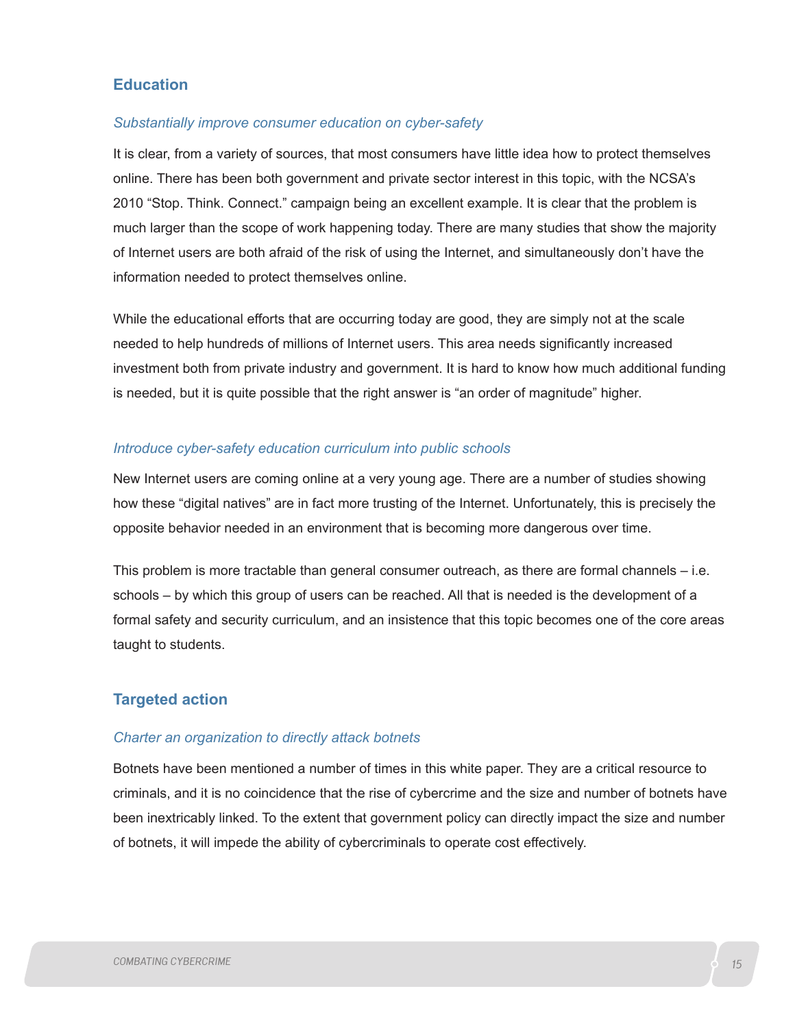## Education

### *Substantially improve consumer education on cyber-safety*

It is clear, from a variety of sources, that most consumers have little idea how to protect themselves online. There has been both government and private sector interest in this topic, with the NCSA's 2010 "Stop. Think. Connect." campaign being an excellent example. It is clear that the problem is much larger than the scope of work happening today. There are many studies that show the majority of Internet users are both afraid of the risk of using the Internet, and simultaneously don't have the information needed to protect themselves online.

While the educational efforts that are occurring today are good, they are simply not at the scale needed to help hundreds of millions of Internet users. This area needs significantly increased investment both from private industry and government. It is hard to know how much additional funding is needed, but it is quite possible that the right answer is "an order of magnitude" higher.

### *Introduce cyber-safety education curriculum into public schools*

New Internet users are coming online at a very young age. There are a number of studies showing how these "digital natives" are in fact more trusting of the Internet. Unfortunately, this is precisely the opposite behavior needed in an environment that is becoming more dangerous over time.

This problem is more tractable than general consumer outreach, as there are formal channels – i.e. schools – by which this group of users can be reached. All that is needed is the development of a formal safety and security curriculum, and an insistence that this topic becomes one of the core areas taught to students.

## Targeted action

### *Charter an organization to directly attack botnets*

Botnets have been mentioned a number of times in this white paper. They are a critical resource to criminals, and it is no coincidence that the rise of cybercrime and the size and number of botnets have been inextricably linked. To the extent that government policy can directly impact the size and number of botnets, it will impede the ability of cybercriminals to operate cost effectively.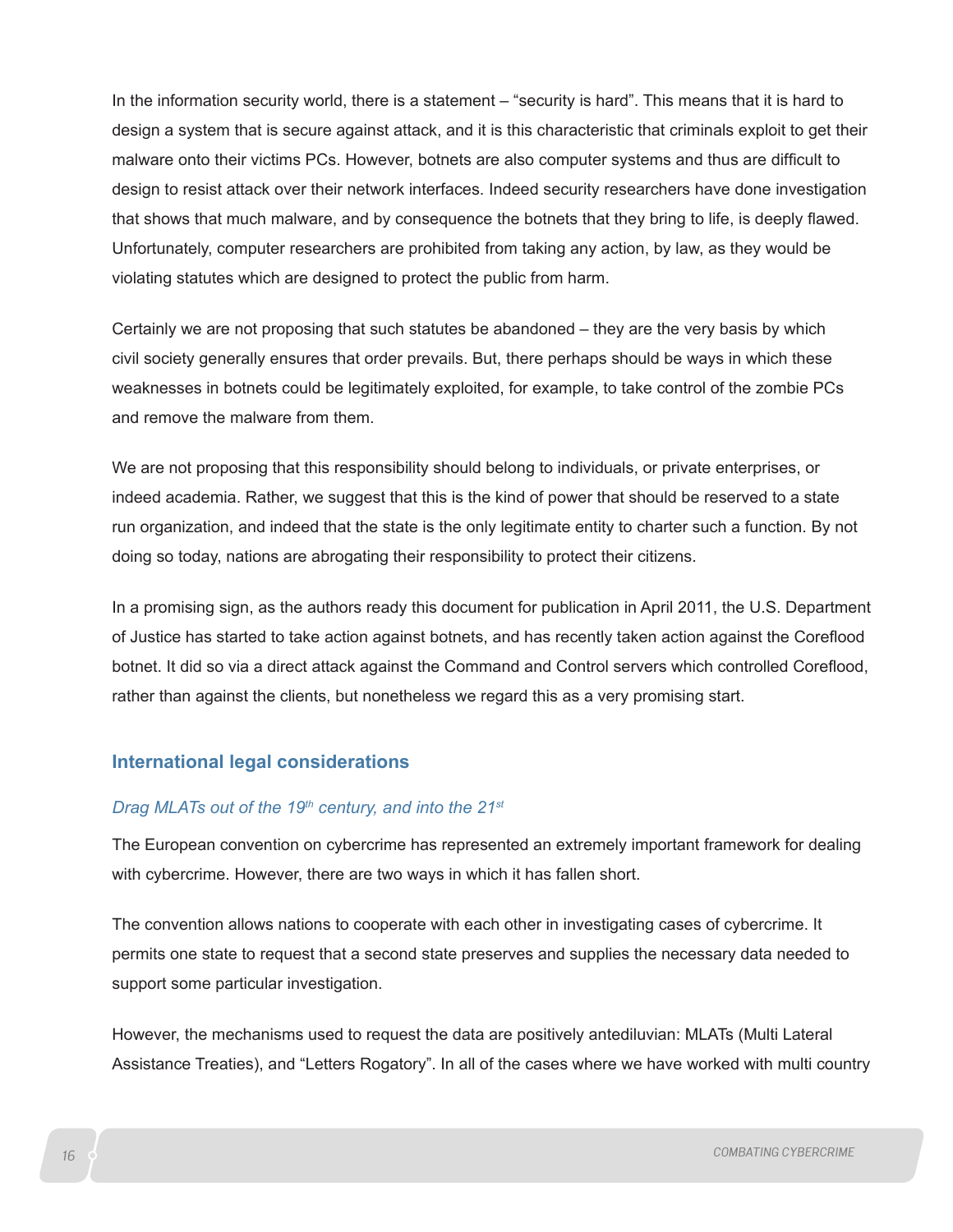In the information security world, there is a statement – "security is hard". This means that it is hard to design a system that is secure against attack, and it is this characteristic that criminals exploit to get their malware onto their victims PCs. However, botnets are also computer systems and thus are difficult to design to resist attack over their network interfaces. Indeed security researchers have done investigation that shows that much malware, and by consequence the botnets that they bring to life, is deeply flawed. Unfortunately, computer researchers are prohibited from taking any action, by law, as they would be violating statutes which are designed to protect the public from harm.

Certainly we are not proposing that such statutes be abandoned – they are the very basis by which civil society generally ensures that order prevails. But, there perhaps should be ways in which these weaknesses in botnets could be legitimately exploited, for example, to take control of the zombie PCs and remove the malware from them.

We are not proposing that this responsibility should belong to individuals, or private enterprises, or indeed academia. Rather, we suggest that this is the kind of power that should be reserved to a state run organization, and indeed that the state is the only legitimate entity to charter such a function. By not doing so today, nations are abrogating their responsibility to protect their citizens.

In a promising sign, as the authors ready this document for publication in April 2011, the U.S. Department of Justice has started to take action against botnets, and has recently taken action against the Coreflood botnet. It did so via a direct attack against the Command and Control servers which controlled Coreflood, rather than against the clients, but nonetheless we regard this as a very promising start.

## International legal considerations

### *Drag MLATs out of the 19th century, and into the 21st*

The European convention on cybercrime has represented an extremely important framework for dealing with cybercrime. However, there are two ways in which it has fallen short.

The convention allows nations to cooperate with each other in investigating cases of cybercrime. It permits one state to request that a second state preserves and supplies the necessary data needed to support some particular investigation.

However, the mechanisms used to request the data are positively antediluvian: MLATs (Multi Lateral Assistance Treaties), and "Letters Rogatory". In all of the cases where we have worked with multi country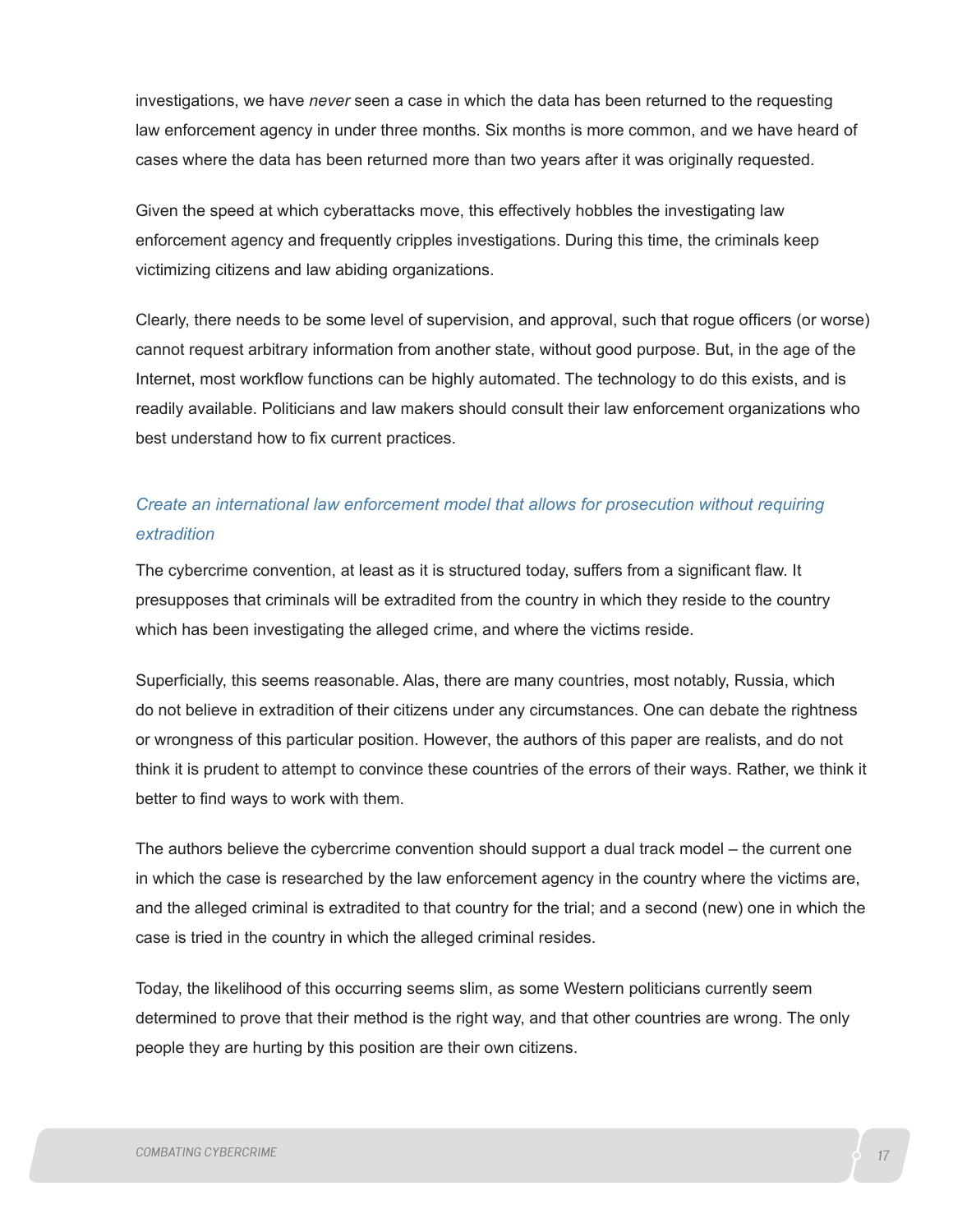investigations, we have *never* seen a case in which the data has been returned to the requesting law enforcement agency in under three months. Six months is more common, and we have heard of cases where the data has been returned more than two years after it was originally requested.

Given the speed at which cyberattacks move, this effectively hobbles the investigating law enforcement agency and frequently cripples investigations. During this time, the criminals keep victimizing citizens and law abiding organizations.

Clearly, there needs to be some level of supervision, and approval, such that rogue officers (or worse) cannot request arbitrary information from another state, without good purpose. But, in the age of the Internet, most workflow functions can be highly automated. The technology to do this exists, and is readily available. Politicians and law makers should consult their law enforcement organizations who best understand how to fix current practices.

### *Create an international law enforcement model that allows for prosecution without requiring extradition*

The cybercrime convention, at least as it is structured today, suffers from a significant flaw. It presupposes that criminals will be extradited from the country in which they reside to the country which has been investigating the alleged crime, and where the victims reside.

Superficially, this seems reasonable. Alas, there are many countries, most notably, Russia, which do not believe in extradition of their citizens under any circumstances. One can debate the rightness or wrongness of this particular position. However, the authors of this paper are realists, and do not think it is prudent to attempt to convince these countries of the errors of their ways. Rather, we think it better to find ways to work with them.

The authors believe the cybercrime convention should support a dual track model – the current one in which the case is researched by the law enforcement agency in the country where the victims are, and the alleged criminal is extradited to that country for the trial; and a second (new) one in which the case is tried in the country in which the alleged criminal resides.

Today, the likelihood of this occurring seems slim, as some Western politicians currently seem determined to prove that their method is the right way, and that other countries are wrong. The only people they are hurting by this position are their own citizens.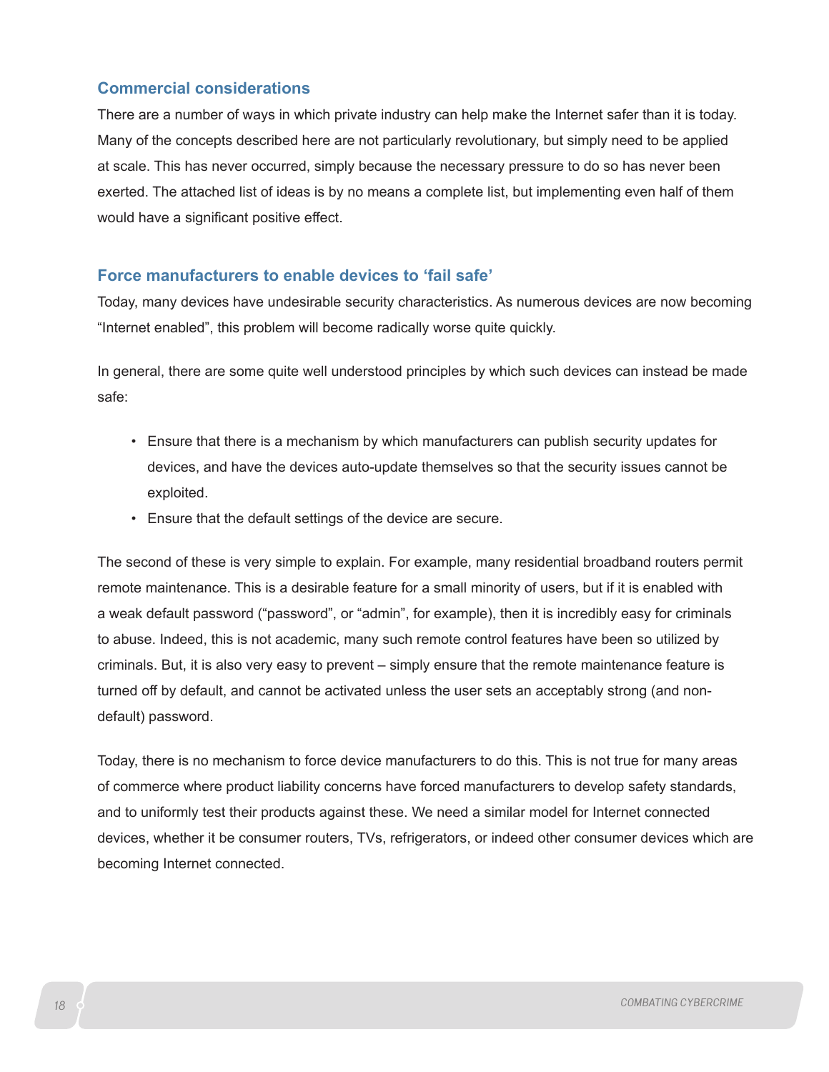## Commercial considerations

There are a number of ways in which private industry can help make the Internet safer than it is today. Many of the concepts described here are not particularly revolutionary, but simply need to be applied at scale. This has never occurred, simply because the necessary pressure to do so has never been exerted. The attached list of ideas is by no means a complete list, but implementing even half of them would have a significant positive effect.

## Force manufacturers to enable devices to 'fail safe'

Today, many devices have undesirable security characteristics. As numerous devices are now becoming "Internet enabled", this problem will become radically worse quite quickly.

In general, there are some quite well understood principles by which such devices can instead be made safe:

- Ensure that there is a mechanism by which manufacturers can publish security updates for devices, and have the devices auto-update themselves so that the security issues cannot be exploited.
- Ensure that the default settings of the device are secure.

The second of these is very simple to explain. For example, many residential broadband routers permit remote maintenance. This is a desirable feature for a small minority of users, but if it is enabled with a weak default password ("password", or "admin", for example), then it is incredibly easy for criminals to abuse. Indeed, this is not academic, many such remote control features have been so utilized by criminals. But, it is also very easy to prevent – simply ensure that the remote maintenance feature is turned off by default, and cannot be activated unless the user sets an acceptably strong (and non-default) password.

Today, there is no mechanism to force device manufacturers to do this. This is not true for many areas of commerce where product liability concerns have forced manufacturers to develop safety standards, and to uniformly test their products against these. We need a similar model for Internet connected devices, whether it be consumer routers, TVs, refrigerators, or indeed other consumer devices which are becoming Internet connected.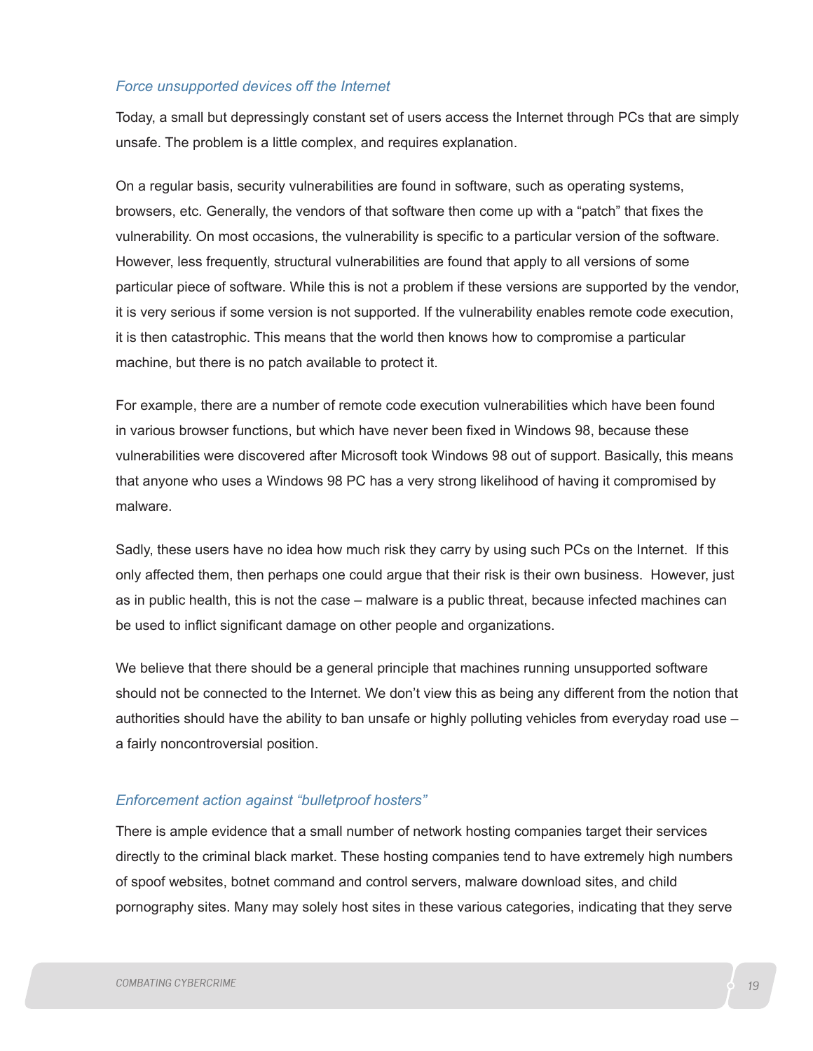### *Force unsupported devices off the Internet*

Today, a small but depressingly constant set of users access the Internet through PCs that are simply unsafe. The problem is a little complex, and requires explanation.

On a regular basis, security vulnerabilities are found in software, such as operating systems, browsers, etc. Generally, the vendors of that software then come up with a "patch" that fixes the vulnerability. On most occasions, the vulnerability is specific to a particular version of the software. However, less frequently, structural vulnerabilities are found that apply to all versions of some particular piece of software. While this is not a problem if these versions are supported by the vendor, it is very serious if some version is not supported. If the vulnerability enables remote code execution, it is then catastrophic. This means that the world then knows how to compromise a particular machine, but there is no patch available to protect it.

For example, there are a number of remote code execution vulnerabilities which have been found in various browser functions, but which have never been fixed in Windows 98, because these vulnerabilities were discovered after Microsoft took Windows 98 out of support. Basically, this means that anyone who uses a Windows 98 PC has a very strong likelihood of having it compromised by malware.

Sadly, these users have no idea how much risk they carry by using such PCs on the Internet. If this only affected them, then perhaps one could argue that their risk is their own business. However, just as in public health, this is not the case – malware is a public threat, because infected machines can be used to inflict significant damage on other people and organizations.

We believe that there should be a general principle that machines running unsupported software should not be connected to the Internet. We don't view this as being any different from the notion that authorities should have the ability to ban unsafe or highly polluting vehicles from everyday road use – a fairly noncontroversial position.

### *Enforcement action against "bulletproof hosters"*

There is ample evidence that a small number of network hosting companies target their services directly to the criminal black market. These hosting companies tend to have extremely high numbers of spoof websites, botnet command and control servers, malware download sites, and child pornography sites. Many may solely host sites in these various categories, indicating that they serve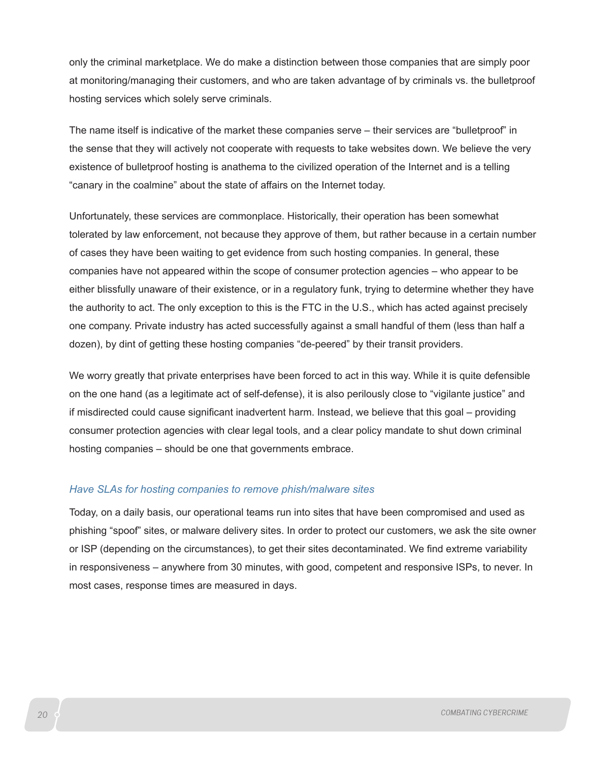only the criminal marketplace. We do make a distinction between those companies that are simply poor at monitoring/managing their customers, and who are taken advantage of by criminals vs. the bulletproof hosting services which solely serve criminals.

The name itself is indicative of the market these companies serve – their services are "bulletproof" in the sense that they will actively not cooperate with requests to take websites down. We believe the very existence of bulletproof hosting is anathema to the civilized operation of the Internet and is a telling "canary in the coalmine" about the state of affairs on the Internet today.

Unfortunately, these services are commonplace. Historically, their operation has been somewhat tolerated by law enforcement, not because they approve of them, but rather because in a certain number of cases they have been waiting to get evidence from such hosting companies. In general, these companies have not appeared within the scope of consumer protection agencies – who appear to be either blissfully unaware of their existence, or in a regulatory funk, trying to determine whether they have the authority to act. The only exception to this is the FTC in the U.S., which has acted against precisely one company. Private industry has acted successfully against a small handful of them (less than half a dozen), by dint of getting these hosting companies "de-peered" by their transit providers.

We worry greatly that private enterprises have been forced to act in this way. While it is quite defensible on the one hand (as a legitimate act of self-defense), it is also perilously close to "vigilante justice" and if misdirected could cause significant inadvertent harm. Instead, we believe that this goal – providing consumer protection agencies with clear legal tools, and a clear policy mandate to shut down criminal hosting companies – should be one that governments embrace.

### *Have SLAs for hosting companies to remove phish/malware sites*

Today, on a daily basis, our operational teams run into sites that have been compromised and used as phishing "spoof" sites, or malware delivery sites. In order to protect our customers, we ask the site owner or ISP (depending on the circumstances), to get their sites decontaminated. We find extreme variability in responsiveness – anywhere from 30 minutes, with good, competent and responsive ISPs, to never. In most cases, response times are measured in days.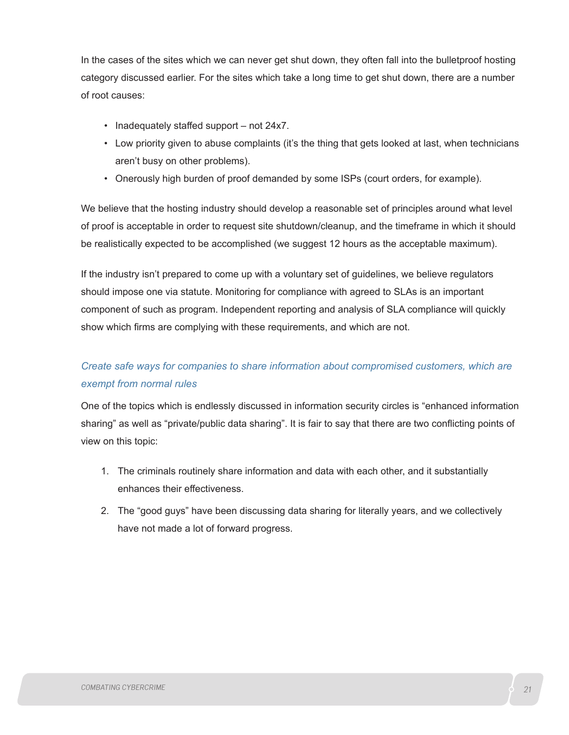In the cases of the sites which we can never get shut down, they often fall into the bulletproof hosting category discussed earlier. For the sites which take a long time to get shut down, there are a number of root causes:

- Inadequately staffed support – not 24x7.
- Low priority given to abuse complaints (it's the thing that gets looked at last, when technicians aren't busy on other problems).
- Onerously high burden of proof demanded by some ISPs (court orders, for example).

We believe that the hosting industry should develop a reasonable set of principles around what level of proof is acceptable in order to request site shutdown/cleanup, and the timeframe in which it should be realistically expected to be accomplished (we suggest 12 hours as the acceptable maximum).

If the industry isn't prepared to come up with a voluntary set of guidelines, we believe regulators should impose one via statute. Monitoring for compliance with agreed to SLAs is an important component of such as program. Independent reporting and analysis of SLA compliance will quickly show which firms are complying with these requirements, and which are not.

### *Create safe ways for companies to share information about compromised customers, which are exempt from normal rules*

One of the topics which is endlessly discussed in information security circles is "enhanced information sharing" as well as "private/public data sharing". It is fair to say that there are two conflicting points of view on this topic:

1. The criminals routinely share information and data with each other, and it substantially enhances their effectiveness.
2. The "good guys" have been discussing data sharing for literally years, and we collectively have not made a lot of forward progress.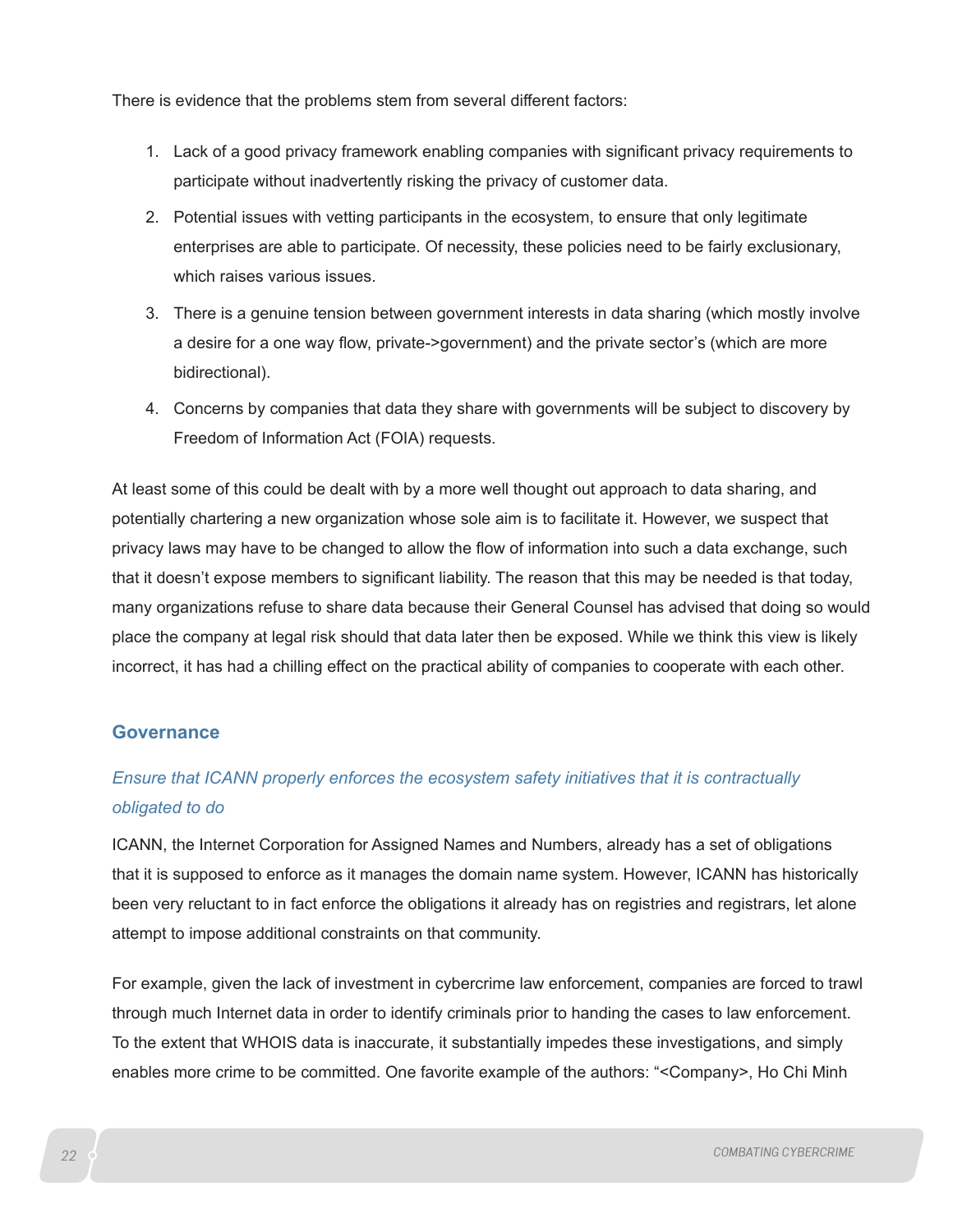There is evidence that the problems stem from several different factors:

1. Lack of a good privacy framework enabling companies with significant privacy requirements to participate without inadvertently risking the privacy of customer data.
2. Potential issues with vetting participants in the ecosystem, to ensure that only legitimate enterprises are able to participate. Of necessity, these policies need to be fairly exclusionary, which raises various issues.
3. There is a genuine tension between government interests in data sharing (which mostly involve a desire for a one way flow, private->government) and the private sector's (which are more bidirectional).
4. Concerns by companies that data they share with governments will be subject to discovery by Freedom of Information Act (FOIA) requests.

At least some of this could be dealt with by a more well thought out approach to data sharing, and potentially chartering a new organization whose sole aim is to facilitate it. However, we suspect that privacy laws may have to be changed to allow the flow of information into such a data exchange, such that it doesn't expose members to significant liability. The reason that this may be needed is that today, many organizations refuse to share data because their General Counsel has advised that doing so would place the company at legal risk should that data later then be exposed. While we think this view is likely incorrect, it has had a chilling effect on the practical ability of companies to cooperate with each other.

## Governance

### *Ensure that ICANN properly enforces the ecosystem safety initiatives that it is contractually obligated to do*

ICANN, the Internet Corporation for Assigned Names and Numbers, already has a set of obligations that it is supposed to enforce as it manages the domain name system. However, ICANN has historically been very reluctant to in fact enforce the obligations it already has on registries and registrars, let alone attempt to impose additional constraints on that community.

For example, given the lack of investment in cybercrime law enforcement, companies are forced to trawl through much Internet data in order to identify criminals prior to handing the cases to law enforcement. To the extent that WHOIS data is inaccurate, it substantially impedes these investigations, and simply enables more crime to be committed. One favorite example of the authors: "<Company>, Ho Chi Minh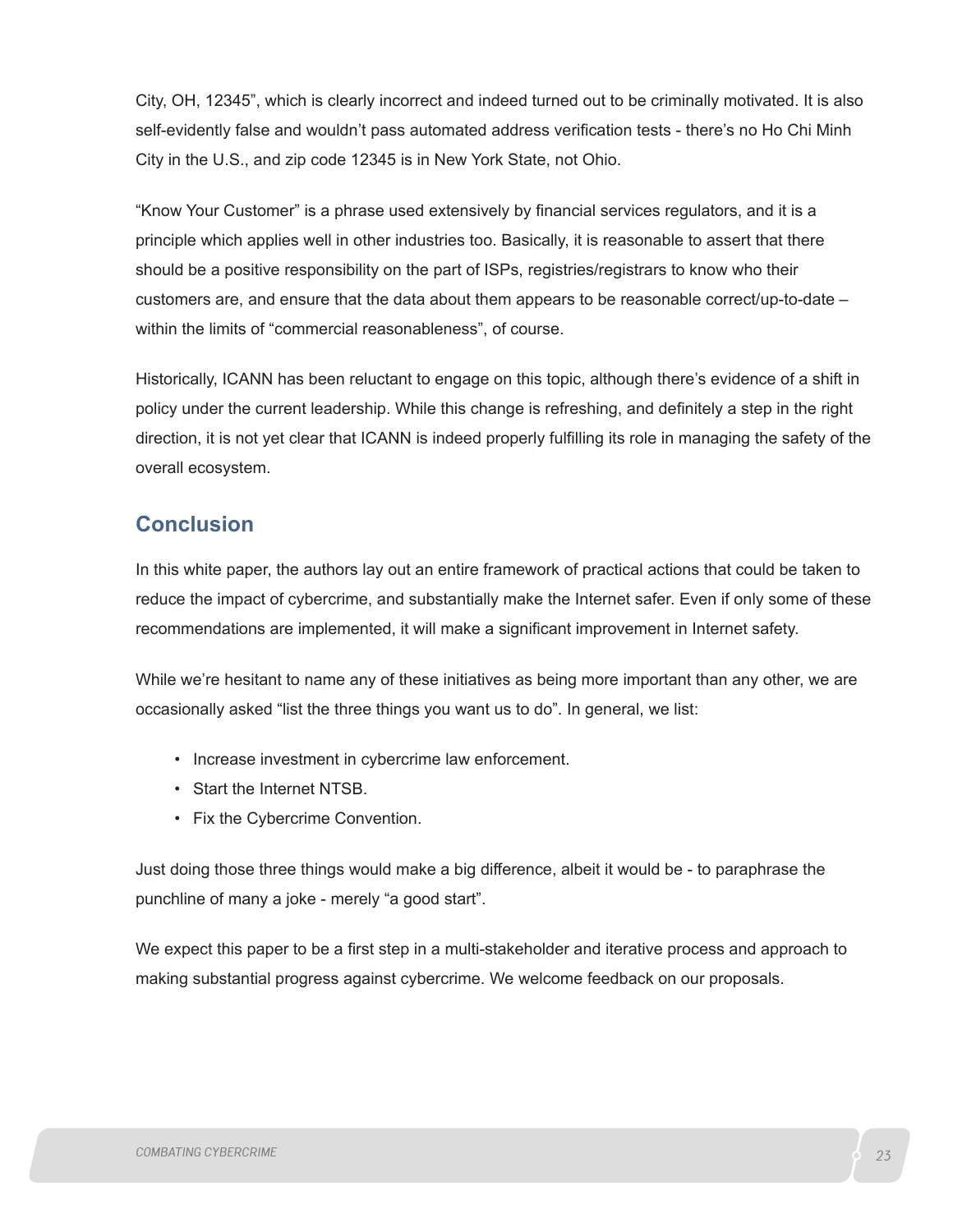City, OH, 12345", which is clearly incorrect and indeed turned out to be criminally motivated. It is also self-evidently false and wouldn't pass automated address verification tests - there's no Ho Chi Minh City in the U.S., and zip code 12345 is in New York State, not Ohio.

"Know Your Customer" is a phrase used extensively by financial services regulators, and it is a principle which applies well in other industries too. Basically, it is reasonable to assert that there should be a positive responsibility on the part of ISPs, registries/registrars to know who their customers are, and ensure that the data about them appears to be reasonable correct/up-to-date – within the limits of "commercial reasonableness", of course.

Historically, ICANN has been reluctant to engage on this topic, although there's evidence of a shift in policy under the current leadership. While this change is refreshing, and definitely a step in the right direction, it is not yet clear that ICANN is indeed properly fulfilling its role in managing the safety of the overall ecosystem.

## Conclusion

In this white paper, the authors lay out an entire framework of practical actions that could be taken to reduce the impact of cybercrime, and substantially make the Internet safer. Even if only some of these recommendations are implemented, it will make a significant improvement in Internet safety.

While we're hesitant to name any of these initiatives as being more important than any other, we are occasionally asked "list the three things you want us to do". In general, we list:

- Increase investment in cybercrime law enforcement.
- Start the Internet NTSB.
- Fix the Cybercrime Convention.

Just doing those three things would make a big difference, albeit it would be - to paraphrase the punchline of many a joke - merely "a good start".

We expect this paper to be a first step in a multi-stakeholder and iterative process and approach to making substantial progress against cybercrime. We welcome feedback on our proposals.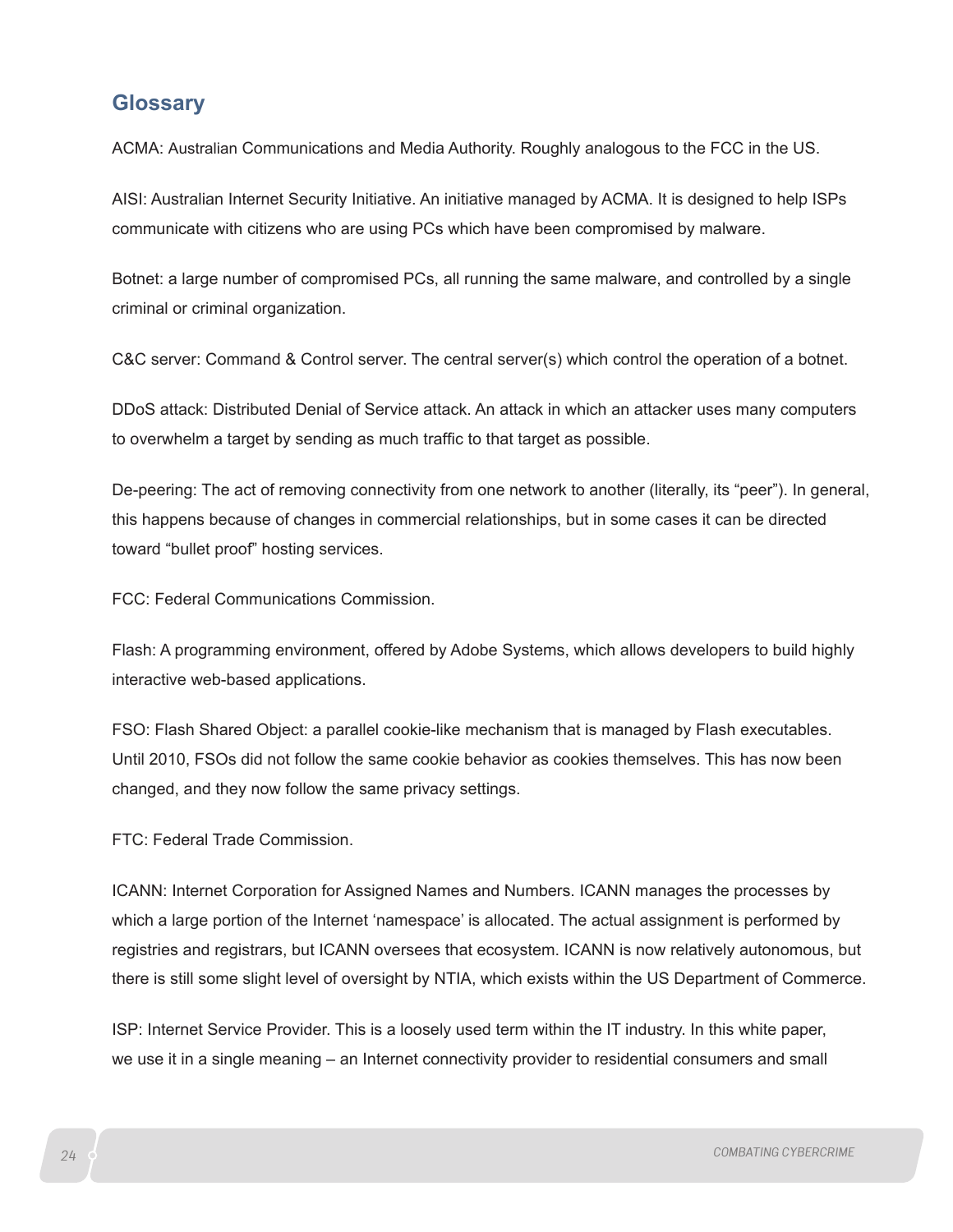## Glossary

ACMA: Australian Communications and Media Authority. Roughly analogous to the FCC in the US.

AISI: Australian Internet Security Initiative. An initiative managed by ACMA. It is designed to help ISPs communicate with citizens who are using PCs which have been compromised by malware.

Botnet: a large number of compromised PCs, all running the same malware, and controlled by a single criminal or criminal organization.

C&C server: Command & Control server. The central server(s) which control the operation of a botnet.

DDoS attack: Distributed Denial of Service attack. An attack in which an attacker uses many computers to overwhelm a target by sending as much traffic to that target as possible.

De-peering: The act of removing connectivity from one network to another (literally, its "peer"). In general, this happens because of changes in commercial relationships, but in some cases it can be directed toward "bullet proof" hosting services.

FCC: Federal Communications Commission.

Flash: A programming environment, offered by Adobe Systems, which allows developers to build highly interactive web-based applications.

FSO: Flash Shared Object: a parallel cookie-like mechanism that is managed by Flash executables. Until 2010, FSOs did not follow the same cookie behavior as cookies themselves. This has now been changed, and they now follow the same privacy settings.

FTC: Federal Trade Commission.

ICANN: Internet Corporation for Assigned Names and Numbers. ICANN manages the processes by which a large portion of the Internet 'namespace' is allocated. The actual assignment is performed by registries and registrars, but ICANN oversees that ecosystem. ICANN is now relatively autonomous, but there is still some slight level of oversight by NTIA, which exists within the US Department of Commerce.

ISP: Internet Service Provider. This is a loosely used term within the IT industry. In this white paper, we use it in a single meaning – an Internet connectivity provider to residential consumers and small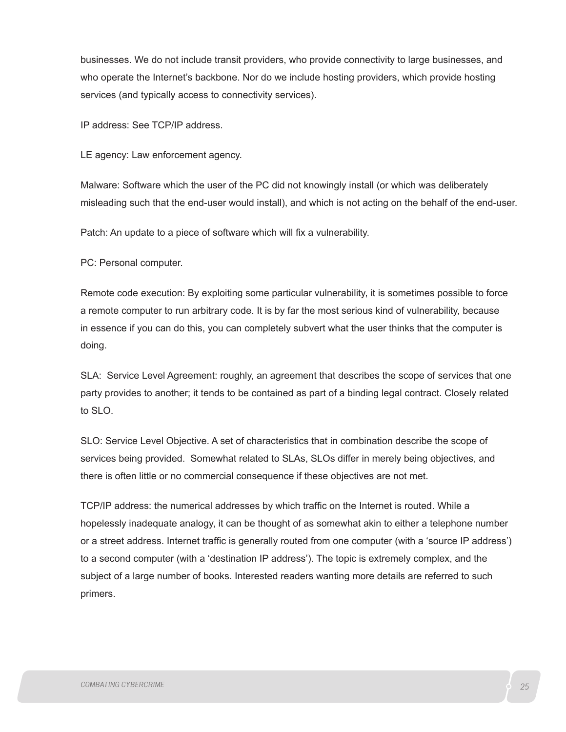businesses. We do not include transit providers, who provide connectivity to large businesses, and who operate the Internet's backbone. Nor do we include hosting providers, which provide hosting services (and typically access to connectivity services).

IP address: See TCP/IP address.

LE agency: Law enforcement agency.

Malware: Software which the user of the PC did not knowingly install (or which was deliberately misleading such that the end-user would install), and which is not acting on the behalf of the end-user.

Patch: An update to a piece of software which will fix a vulnerability.

PC: Personal computer.

Remote code execution: By exploiting some particular vulnerability, it is sometimes possible to force a remote computer to run arbitrary code. It is by far the most serious kind of vulnerability, because in essence if you can do this, you can completely subvert what the user thinks that the computer is doing.

SLA: Service Level Agreement: roughly, an agreement that describes the scope of services that one party provides to another; it tends to be contained as part of a binding legal contract. Closely related to SLO.

SLO: Service Level Objective. A set of characteristics that in combination describe the scope of services being provided. Somewhat related to SLAs, SLOs differ in merely being objectives, and there is often little or no commercial consequence if these objectives are not met.

TCP/IP address: the numerical addresses by which traffic on the Internet is routed. While a hopelessly inadequate analogy, it can be thought of as somewhat akin to either a telephone number or a street address. Internet traffic is generally routed from one computer (with a 'source IP address') to a second computer (with a 'destination IP address'). The topic is extremely complex, and the subject of a large number of books. Interested readers wanting more details are referred to such primers.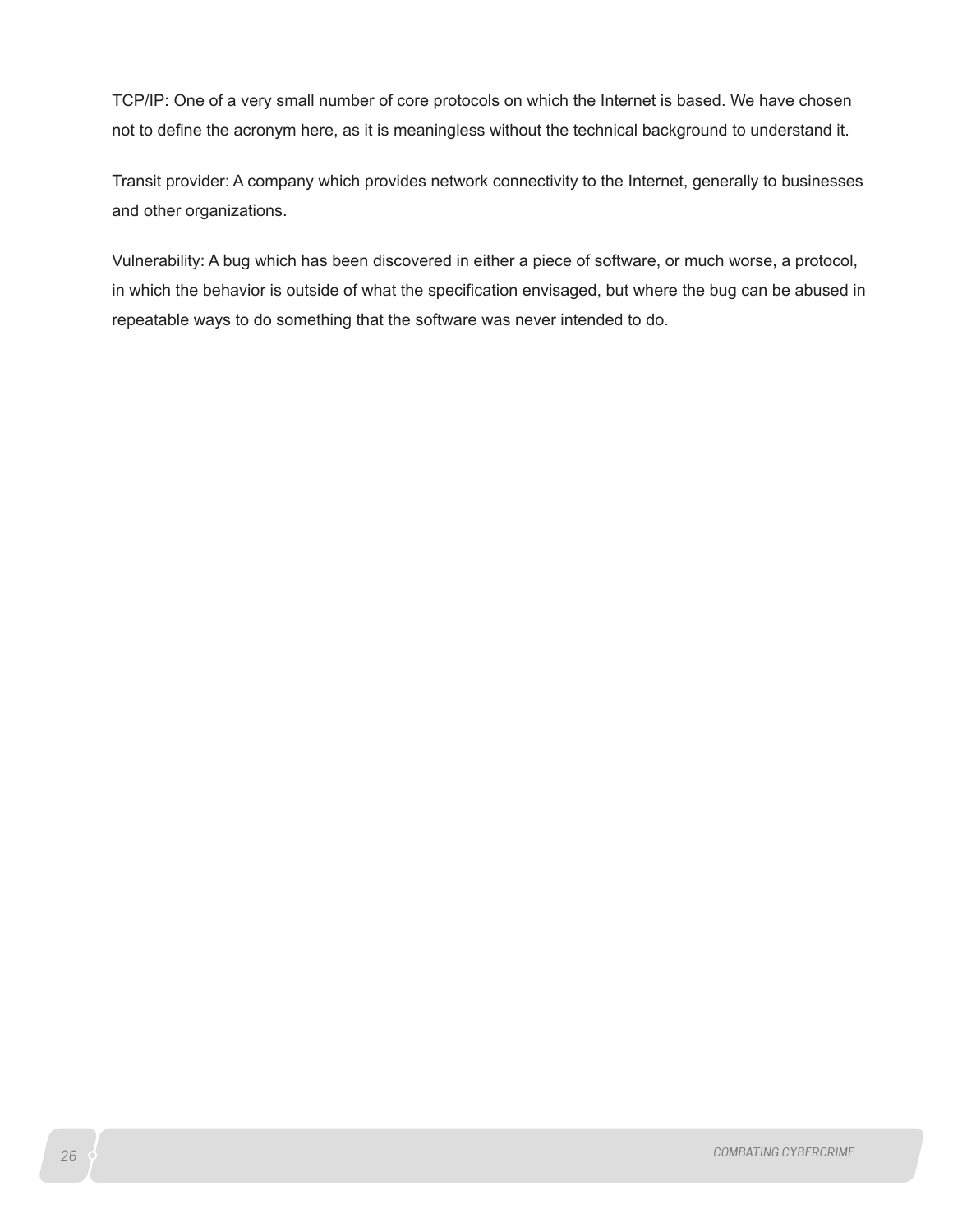TCP/IP: One of a very small number of core protocols on which the Internet is based. We have chosen not to define the acronym here, as it is meaningless without the technical background to understand it.

Transit provider: A company which provides network connectivity to the Internet, generally to businesses and other organizations.

Vulnerability: A bug which has been discovered in either a piece of software, or much worse, a protocol, in which the behavior is outside of what the specification envisaged, but where the bug can be abused in repeatable ways to do something that the software was never intended to do.